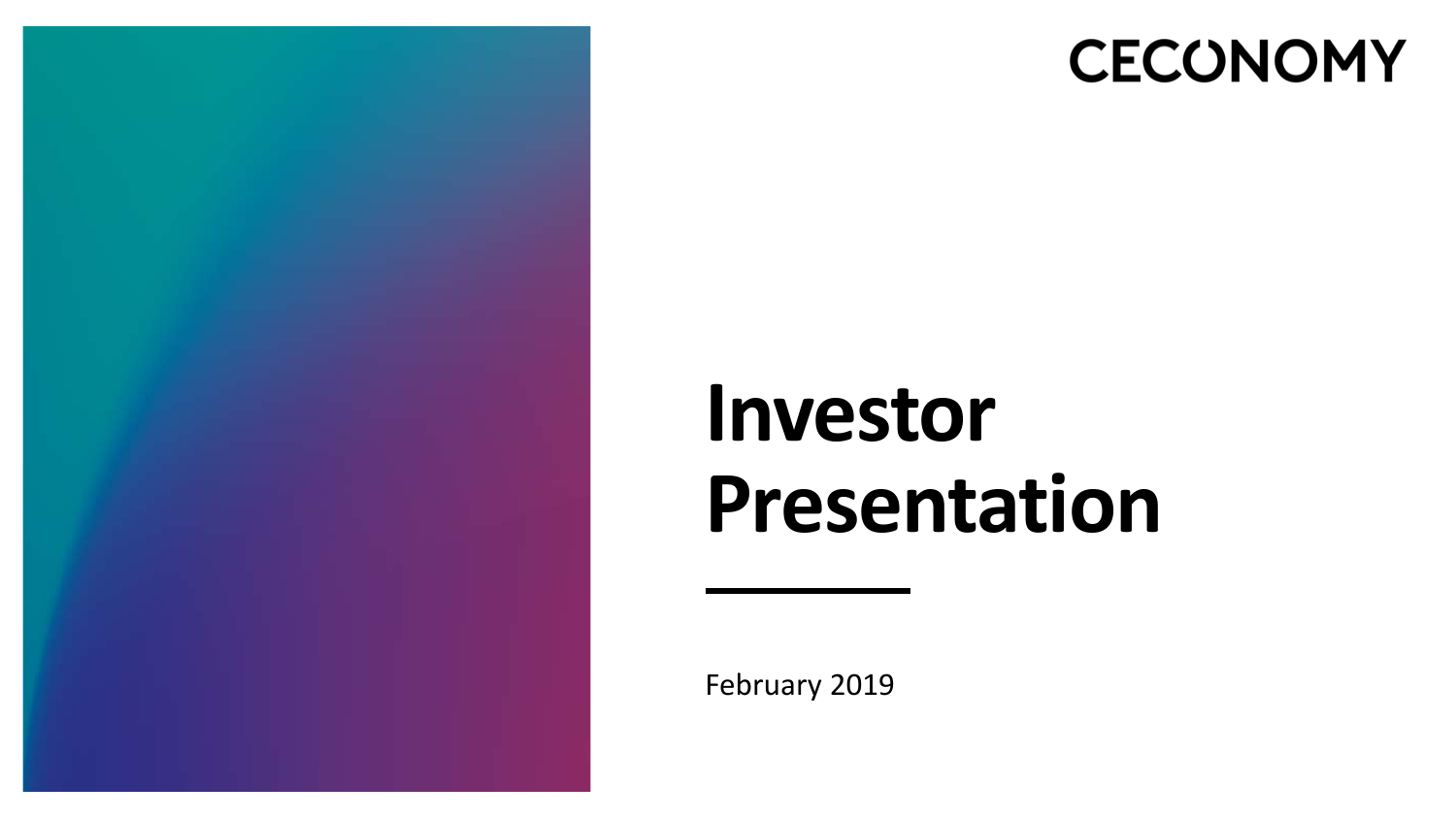CECONOMY

# Investor Presentation

February 2019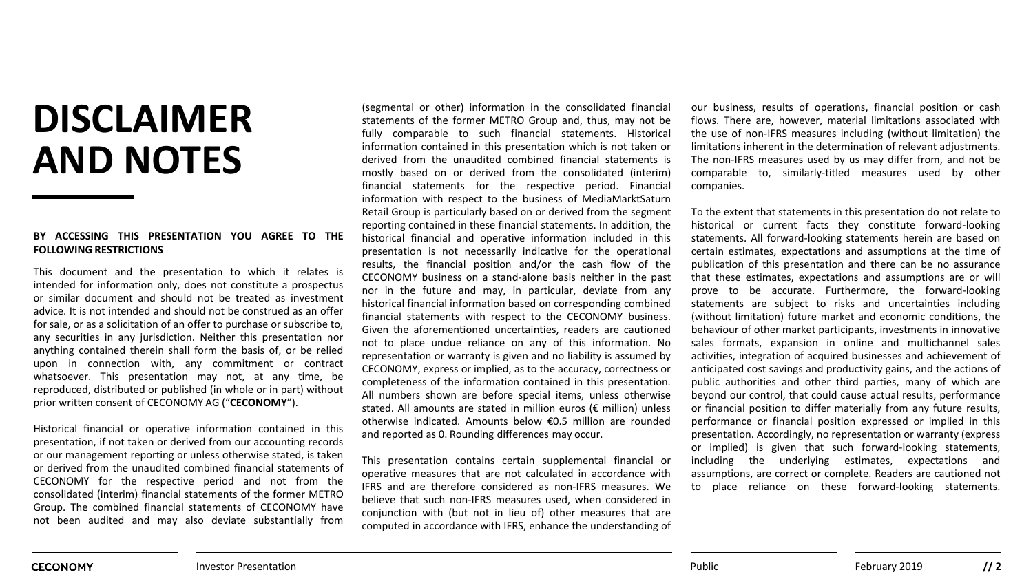# DISCLAIMER AND NOTES

**BY ACCESSING THIS PRESENTATION YOU AGREE TO THE FOLLOWING RESTRICTIONS**

This document and the presentation to which it relates is intended for information only, does not constitute a prospectus or similar document and should not be treated as investment advice. It is not intended and should not be construed as an offer for sale, or as a solicitation of an offer to purchase or subscribe to, any securities in any jurisdiction. Neither this presentation nor anything contained therein shall form the basis of, or be relied upon in connection with, any commitment or contract whatsoever. This presentation may not, at any time, be reproduced, distributed or published (in whole or in part) without prior written consent of CECONOMY AG ("**CECONOMY**").

Historical financial or operative information contained in this presentation, if not taken or derived from our accounting records or our management reporting or unless otherwise stated, is taken or derived from the unaudited combined financial statements of CECONOMY for the respective period and not from the consolidated (interim) financial statements of the former METRO Group. The combined financial statements of CECONOMY have not been audited and may also deviate substantially from (segmental or other) information in the consolidated financial statements of the former METRO Group and, thus, may not be fully comparable to such financial statements. Historical information contained in this presentation which is not taken or derived from the unaudited combined financial statements is mostly based on or derived from the consolidated (interim) financial statements for the respective period. Financial information with respect to the business of MediaMarktSaturn Retail Group is particularly based on or derived from the segment reporting contained in these financial statements. In addition, the historical financial and operative information included in this presentation is not necessarily indicative for the operational results, the financial position and/or the cash flow of the CECONOMY business on a stand-alone basis neither in the past nor in the future and may, in particular, deviate from any historical financial information based on corresponding combined financial statements with respect to the CECONOMY business. Given the aforementioned uncertainties, readers are cautioned not to place undue reliance on any of this information. No representation or warranty is given and no liability is assumed by CECONOMY, express or implied, as to the accuracy, correctness or completeness of the information contained in this presentation. All numbers shown are before special items, unless otherwise stated. All amounts are stated in million euros (€ million) unless otherwise indicated. Amounts below €0.5 million are rounded and reported as 0. Rounding differences may occur.

This presentation contains certain supplemental financial or operative measures that are not calculated in accordance with IFRS and are therefore considered as non-IFRS measures. We believe that such non-IFRS measures used, when considered in conjunction with (but not in lieu of) other measures that are computed in accordance with IFRS, enhance the understanding of our business, results of operations, financial position or cash flows. There are, however, material limitations associated with the use of non-IFRS measures including (without limitation) the limitations inherent in the determination of relevant adjustments. The non-IFRS measures used by us may differ from, and not be comparable to, similarly-titled measures used by other companies.

To the extent that statements in this presentation do not relate to historical or current facts they constitute forward-looking statements. All forward-looking statements herein are based on certain estimates, expectations and assumptions at the time of publication of this presentation and there can be no assurance that these estimates, expectations and assumptions are or will prove to be accurate. Furthermore, the forward-looking statements are subject to risks and uncertainties including (without limitation) future market and economic conditions, the behaviour of other market participants, investments in innovative sales formats, expansion in online and multichannel sales activities, integration of acquired businesses and achievement of anticipated cost savings and productivity gains, and the actions of public authorities and other third parties, many of which are beyond our control, that could cause actual results, performance or financial position to differ materially from any future results, performance or financial position expressed or implied in this presentation. Accordingly, no representation or warranty (express or implied) is given that such forward-looking statements, including the underlying estimates, expectations and assumptions, are correct or complete. Readers are cautioned not to place reliance on these forward-looking statements.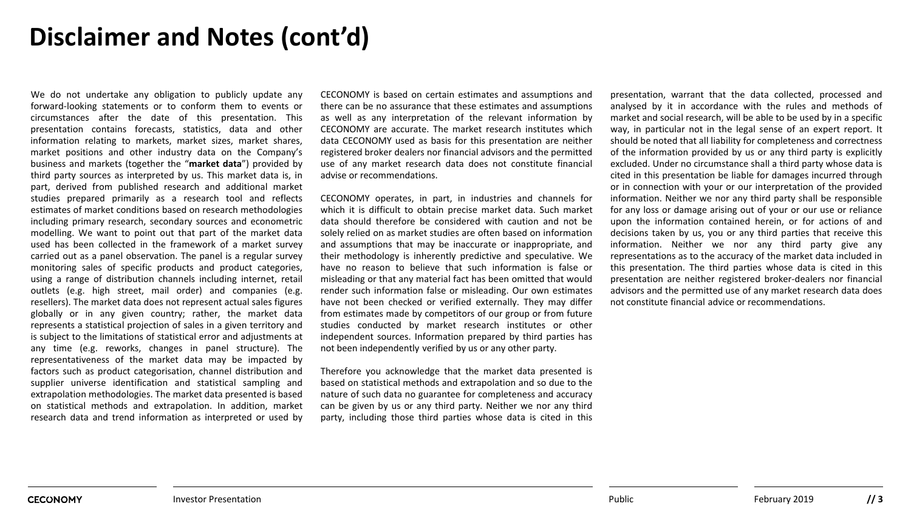# Disclaimer and Notes (cont'd)

We do not undertake any obligation to publicly update any forward-looking statements or to conform them to events or circumstances after the date of this presentation. This presentation contains forecasts, statistics, data and other information relating to markets, market sizes, market shares, market positions and other industry data on the Company's business and markets (together the "**market data**") provided by third party sources as interpreted by us. This market data is, in part, derived from published research and additional market studies prepared primarily as a research tool and reflects estimates of market conditions based on research methodologies including primary research, secondary sources and econometric modelling. We want to point out that part of the market data used has been collected in the framework of a market survey carried out as a panel observation. The panel is a regular survey monitoring sales of specific products and product categories, using a range of distribution channels including internet, retail outlets (e.g. high street, mail order) and companies (e.g. resellers). The market data does not represent actual sales figures globally or in any given country; rather, the market data represents a statistical projection of sales in a given territory and is subject to the limitations of statistical error and adjustments at any time (e.g. reworks, changes in panel structure). The representativeness of the market data may be impacted by factors such as product categorisation, channel distribution and supplier universe identification and statistical sampling and extrapolation methodologies. The market data presented is based on statistical methods and extrapolation. In addition, market research data and trend information as interpreted or used by CECONOMY is based on certain estimates and assumptions and there can be no assurance that these estimates and assumptions as well as any interpretation of the relevant information by CECONOMY are accurate. The market research institutes which data CECONOMY used as basis for this presentation are neither registered broker dealers nor financial advisors and the permitted use of any market research data does not constitute financial advise or recommendations.

CECONOMY operates, in part, in industries and channels for which it is difficult to obtain precise market data. Such market data should therefore be considered with caution and not be solely relied on as market studies are often based on information and assumptions that may be inaccurate or inappropriate, and their methodology is inherently predictive and speculative. We have no reason to believe that such information is false or misleading or that any material fact has been omitted that would render such information false or misleading. Our own estimates have not been checked or verified externally. They may differ from estimates made by competitors of our group or from future studies conducted by market research institutes or other independent sources. Information prepared by third parties has not been independently verified by us or any other party.

Therefore you acknowledge that the market data presented is based on statistical methods and extrapolation and so due to the nature of such data no guarantee for completeness and accuracy can be given by us or any third party. Neither we nor any third party, including those third parties whose data is cited in this presentation, warrant that the data collected, processed and analysed by it in accordance with the rules and methods of market and social research, will be able to be used by in a specific way, in particular not in the legal sense of an expert report. It should be noted that all liability for completeness and correctness of the information provided by us or any third party is explicitly excluded. Under no circumstance shall a third party whose data is cited in this presentation be liable for damages incurred through or in connection with your or our interpretation of the provided information. Neither we nor any third party shall be responsible for any loss or damage arising out of your or our use or reliance upon the information contained herein, or for actions of and decisions taken by us, you or any third parties that receive this information. Neither we nor any third party give any representations as to the accuracy of the market data included in this presentation. The third parties whose data is cited in this presentation are neither registered broker-dealers nor financial advisors and the permitted use of any market research data does not constitute financial advice or recommendations.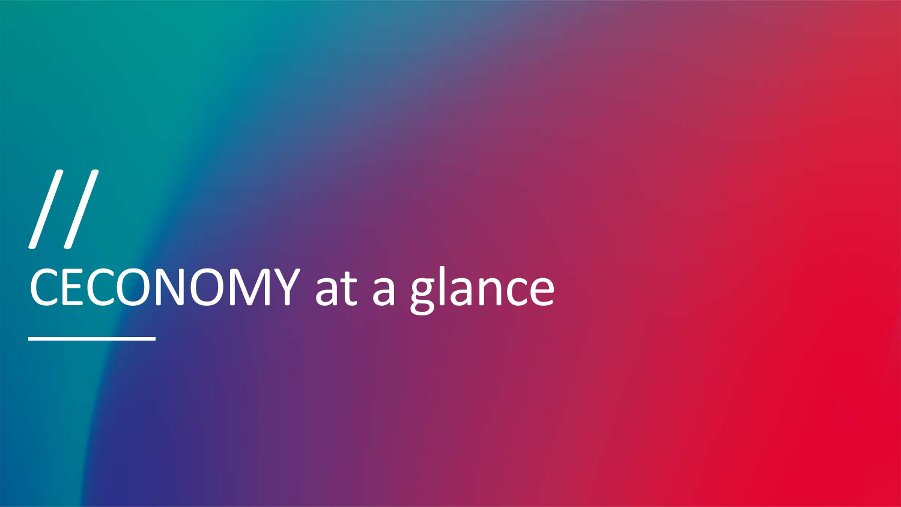# //
# CECONOMY at a glance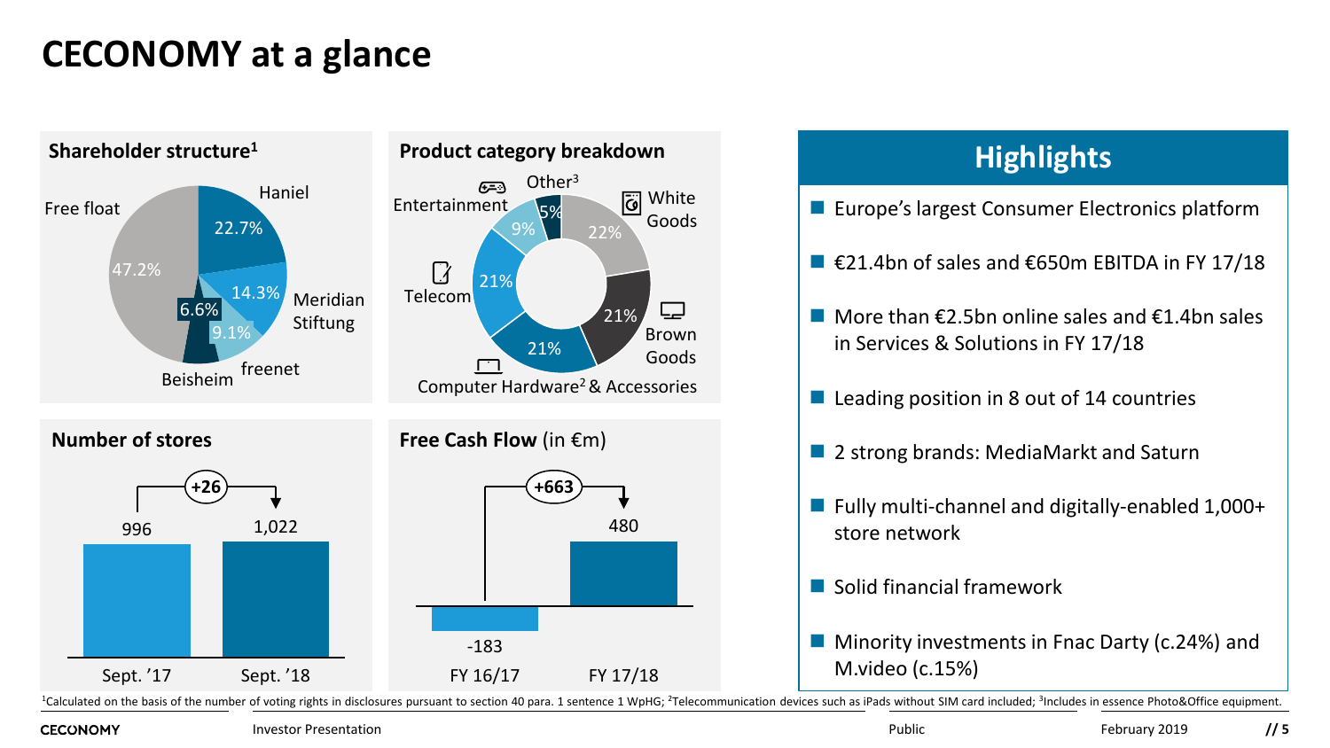# CECONOMY at a glance

## Shareholder structure[1]

| Shareholder | Share |
|---|---|
| Haniel | 22.7% |
| Meridian Stiftung | 14.3% |
| freenet | 9.1% |
| Beisheim | 6.6% |
| Free float | 47.2% |

## Product category breakdown

| Category | Share |
|---|---|
| White Goods | 22% |
| Brown Goods | 21% |
| Computer Hardware[2] & Accessories | 21% |
| Telecom | 21% |
| Entertainment | 9% |
| Other[3] | 5% |

## Number of stores

| Sept. '17 | Sept. '18 |
|---|---|
| 996 | 1,022 |

+26

## Free Cash Flow (in €m)

| FY 16/17 | FY 17/18 |
|---|---|
| -183 | 480 |

+663

## Highlights

- Europe's largest Consumer Electronics platform
- €21.4bn of sales and €650m EBITDA in FY 17/18
- More than €2.5bn online sales and €1.4bn sales in Services & Solutions in FY 17/18
- Leading position in 8 out of 14 countries
- 2 strong brands: MediaMarkt and Saturn
- Fully multi-channel and digitally-enabled 1,000+ store network
- Solid financial framework
- Minority investments in Fnac Darty (c.24%) and M.video (c.15%)

[1]Calculated on the basis of the number of voting rights in disclosures pursuant to section 40 para. 1 sentence 1 WpHG; [2]Telecommunication devices such as iPads without SIM card included; [3]Includes in essence Photo&Office equipment.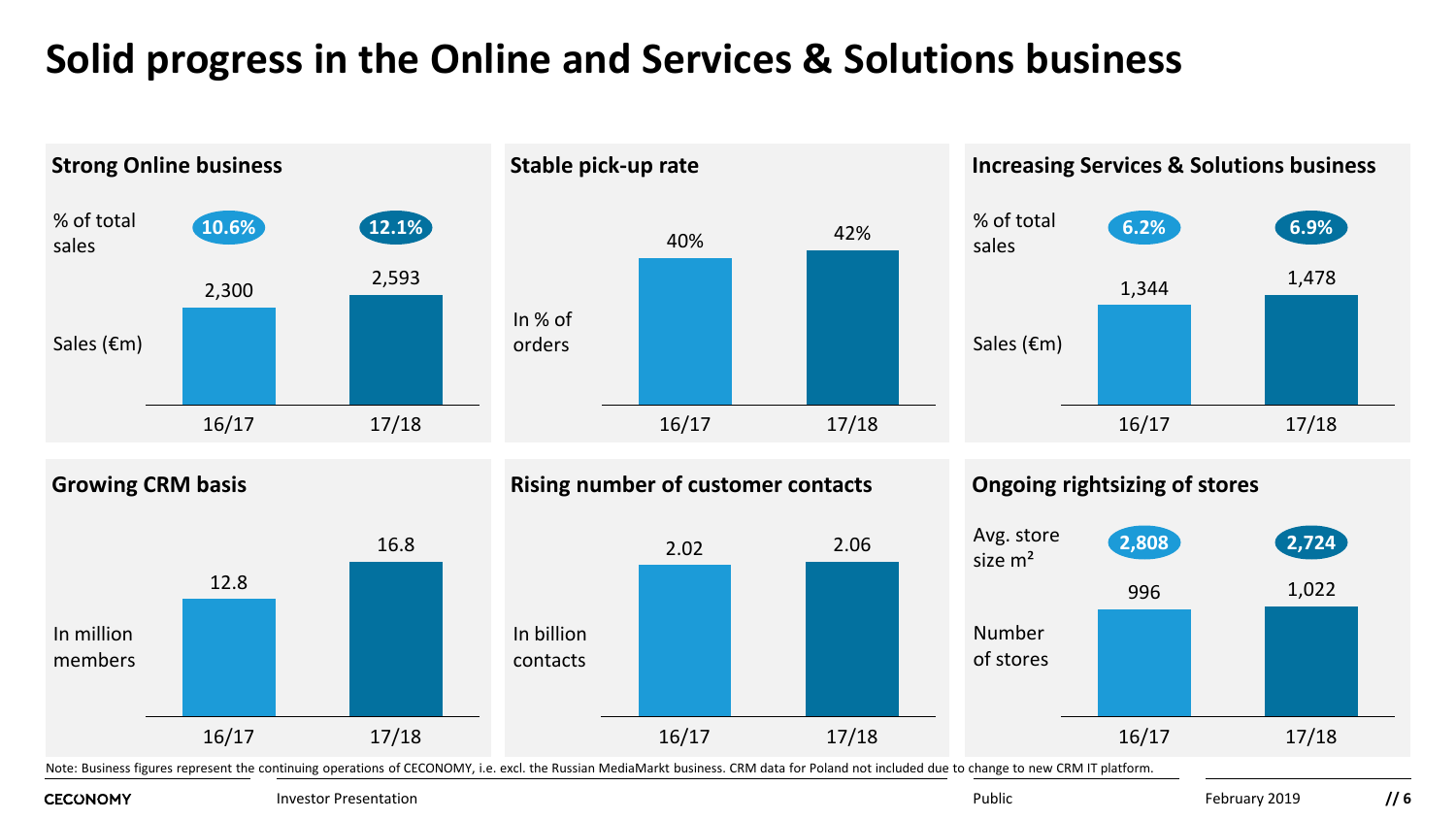# Solid progress in the Online and Services & Solutions business

## Strong Online business

| | 16/17 | 17/18 |
|---|---|---|
| % of total sales | 10.6% | 12.1% |
| Sales (€m) | 2,300 | 2,593 |

## Stable pick-up rate

| | 16/17 | 17/18 |
|---|---|---|
| In % of orders | 40% | 42% |

## Increasing Services & Solutions business

| | 16/17 | 17/18 |
|---|---|---|
| % of total sales | 6.2% | 6.9% |
| Sales (€m) | 1,344 | 1,478 |

## Growing CRM basis

| | 16/17 | 17/18 |
|---|---|---|
| In million members | 12.8 | 16.8 |

## Rising number of customer contacts

| | 16/17 | 17/18 |
|---|---|---|
| In billion contacts | 2.02 | 2.06 |

## Ongoing rightsizing of stores

| | 16/17 | 17/18 |
|---|---|---|
| Avg. store size m² | 2,808 | 2,724 |
| Number of stores | 996 | 1,022 |

Note: Business figures represent the continuing operations of CECONOMY, i.e. excl. the Russian MediaMarkt business. CRM data for Poland not included due to change to new CRM IT platform.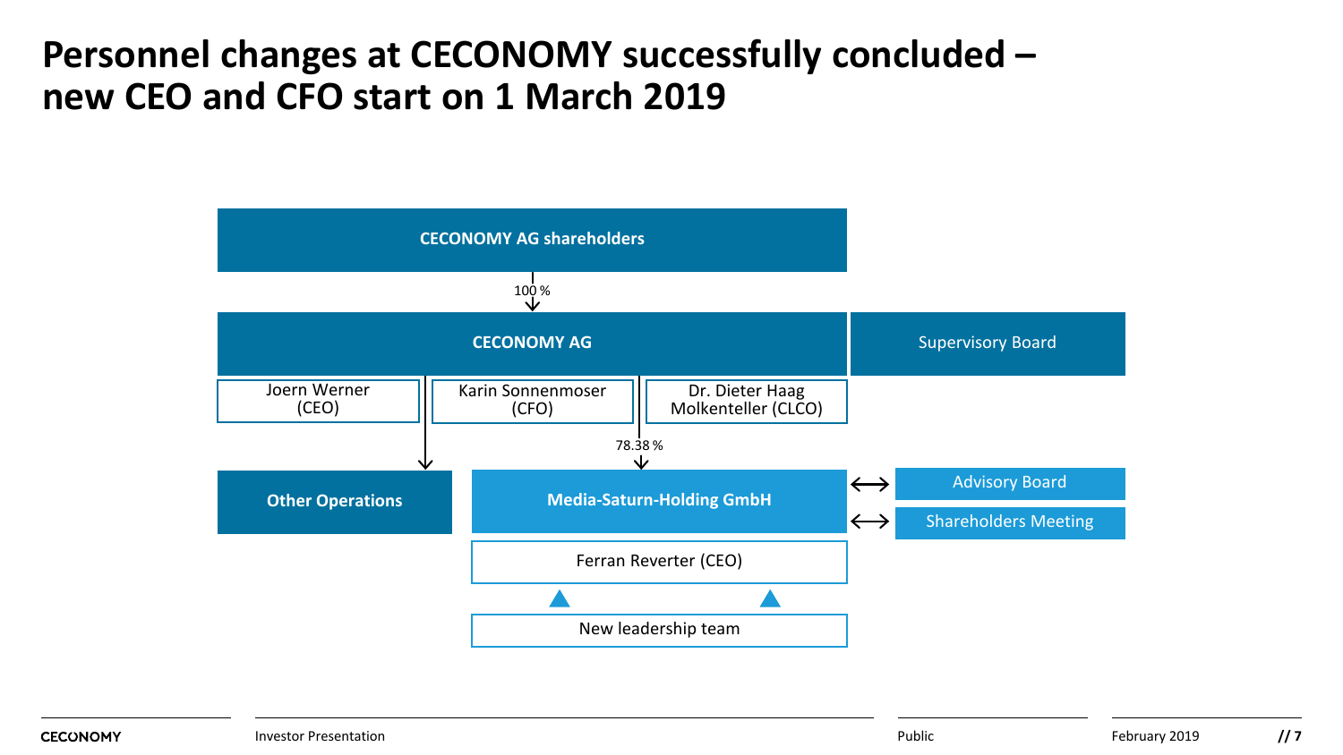# Personnel changes at CECONOMY successfully concluded – new CEO and CFO start on 1 March 2019

**CECONOMY AG shareholders**

100 %

**CECONOMY AG** — Supervisory Board

- Joern Werner (CEO)
- Karin Sonnenmoser (CFO)
- Dr. Dieter Haag Molkenteller (CLCO)

78.38 %

**Other Operations**

**Media-Saturn-Holding GmbH** ⟷ Advisory Board ⟷ Shareholders Meeting

Ferran Reverter (CEO)

New leadership team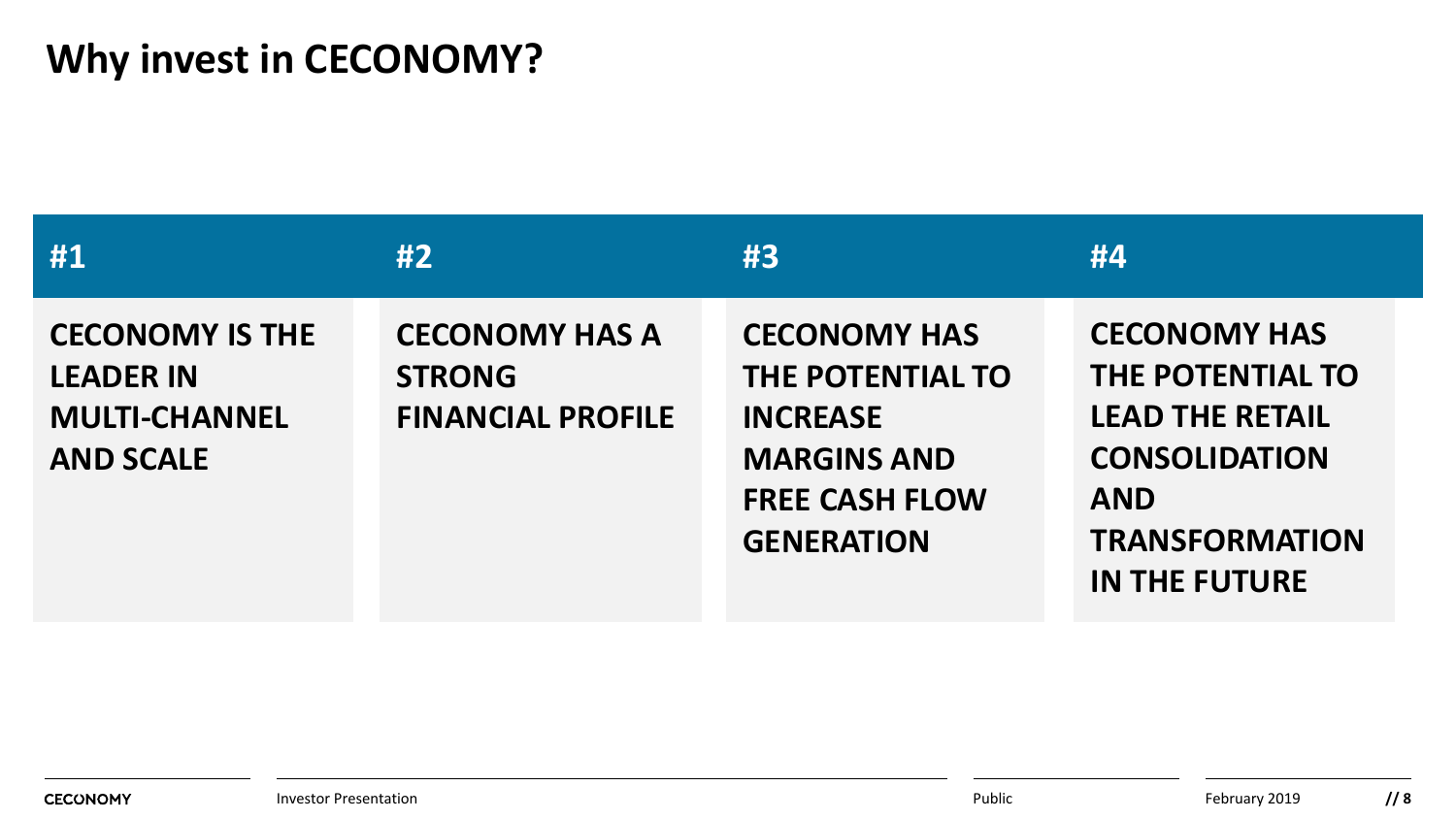# Why invest in CECONOMY?

| #1 | #2 | #3 | #4 |
| --- | --- | --- | --- |
| **CECONOMY IS THE LEADER IN MULTI-CHANNEL AND SCALE** | **CECONOMY HAS A STRONG FINANCIAL PROFILE** | **CECONOMY HAS THE POTENTIAL TO INCREASE MARGINS AND FREE CASH FLOW GENERATION** | **CECONOMY HAS THE POTENTIAL TO LEAD THE RETAIL CONSOLIDATION AND TRANSFORMATION IN THE FUTURE** |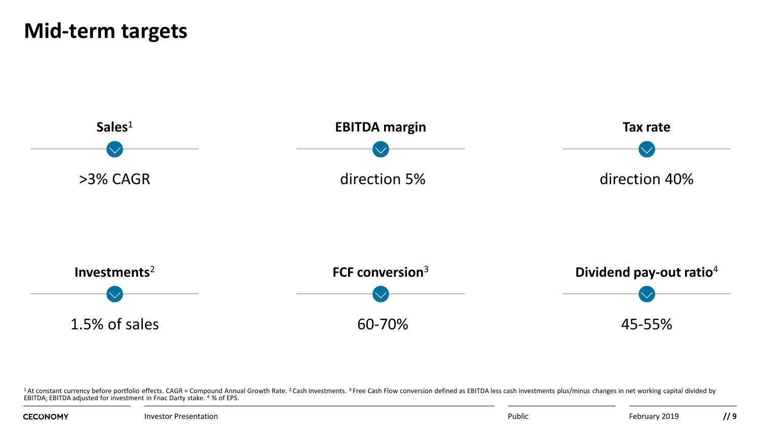# Mid-term targets

**Sales**[1]

>3% CAGR

**EBITDA margin**

direction 5%

**Tax rate**

direction 40%

**Investments**[2]

1.5% of sales

**FCF conversion**[3]

60-70%

**Dividend pay-out ratio**[4]

45-55%

[1] At constant currency before portfolio effects. CAGR = Compound Annual Growth Rate. [2] Cash investments. [3] Free Cash Flow conversion defined as EBITDA less cash investments plus/minus changes in net working capital divided by EBITDA; EBITDA adjusted for investment in Fnac Darty stake. [4] % of EPS.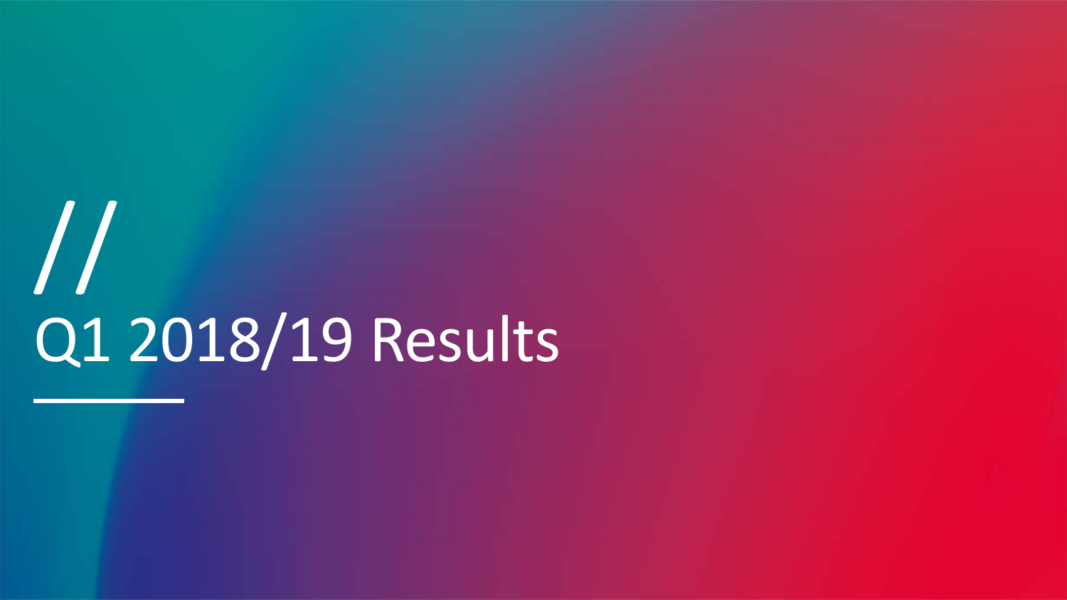//

# Q1 2018/19 Results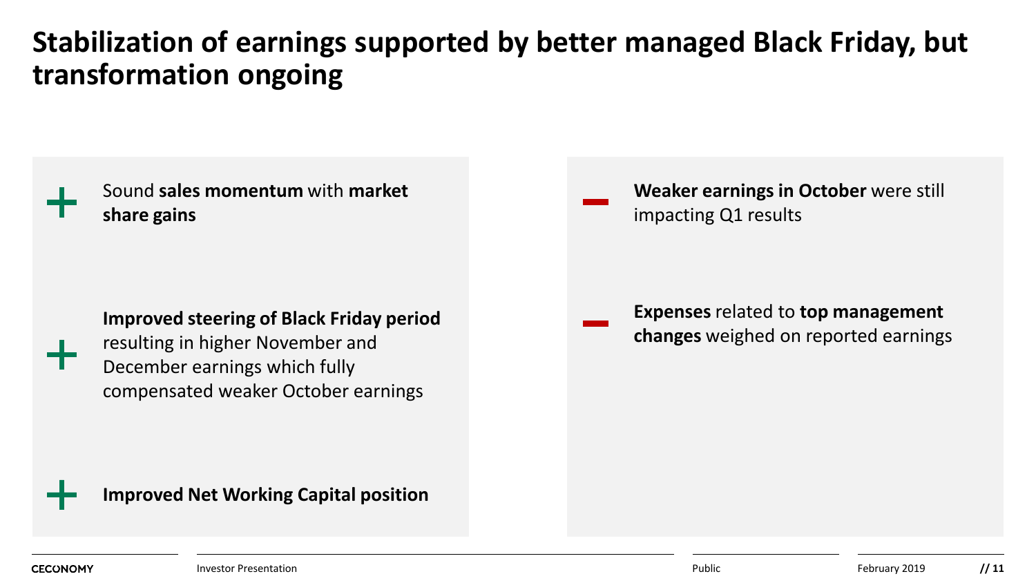# Stabilization of earnings supported by better managed Black Friday, but transformation ongoing

+ Sound **sales momentum** with **market share gains**

+ **Improved steering of Black Friday period** resulting in higher November and December earnings which fully compensated weaker October earnings

+ **Improved Net Working Capital position**

– **Weaker earnings in October** were still impacting Q1 results

– **Expenses** related to **top management changes** weighed on reported earnings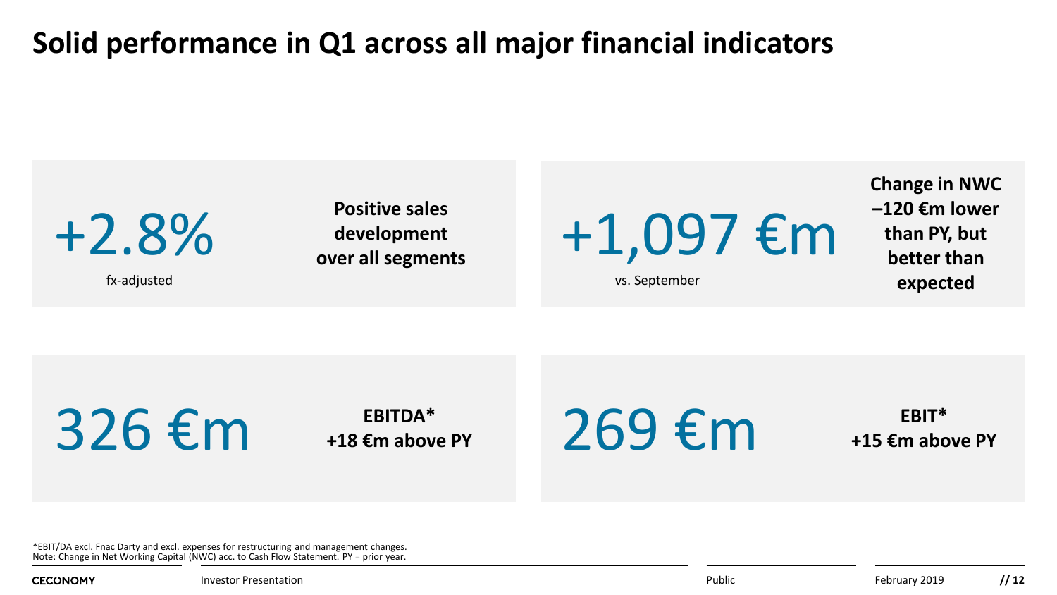# Solid performance in Q1 across all major financial indicators

**+2.8%**
fx-adjusted

**Positive sales development over all segments**

**+1,097 €m**
vs. September

**Change in NWC –120 €m lower than PY, but better than expected**

**326 €m**

**EBITDA***
**+18 €m above PY**

**269 €m**

**EBIT***
**+15 €m above PY**

*EBIT/DA excl. Fnac Darty and excl. expenses for restructuring and management changes.
Note: Change in Net Working Capital (NWC) acc. to Cash Flow Statement. PY = prior year.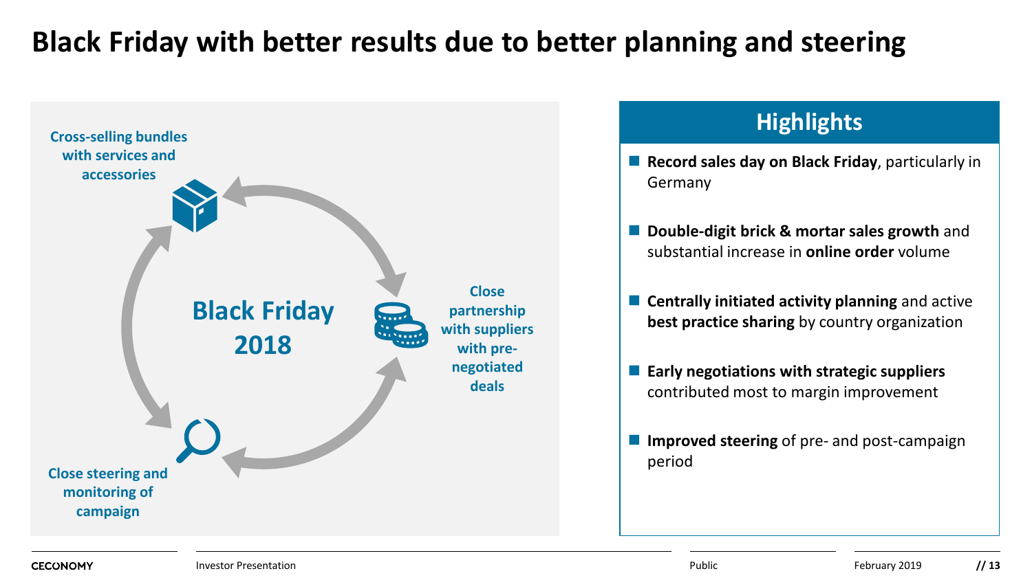# Black Friday with better results due to better planning and steering

**Black Friday 2018**

- Cross-selling bundles with services and accessories
- Close partnership with suppliers with pre-negotiated deals
- Close steering and monitoring of campaign

## Highlights

- **Record sales day on Black Friday**, particularly in Germany
- **Double-digit brick & mortar sales growth** and substantial increase in **online order** volume
- **Centrally initiated activity planning** and active **best practice sharing** by country organization
- **Early negotiations with strategic suppliers** contributed most to margin improvement
- **Improved steering** of pre- and post-campaign period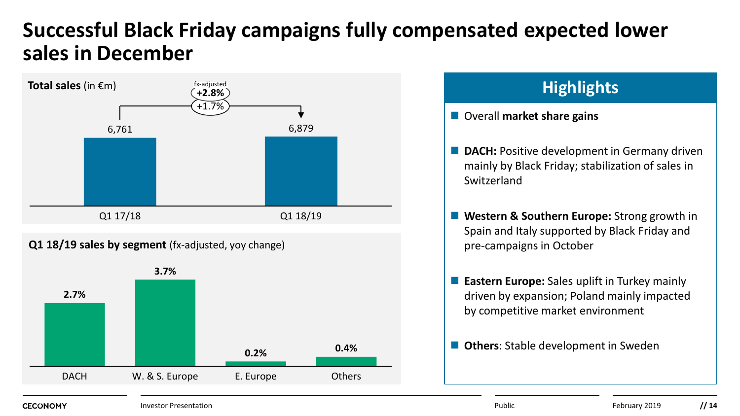# Successful Black Friday campaigns fully compensated expected lower sales in December

**Total sales** (in €m)

| | Q1 17/18 | Q1 18/19 |
|---|---|---|
| Total sales | 6,761 | 6,879 |

Change: +1.7%; fx-adjusted **+2.8%**

**Q1 18/19 sales by segment** (fx-adjusted, yoy change)

| DACH | W. & S. Europe | E. Europe | Others |
|---|---|---|---|
| **2.7%** | **3.7%** | **0.2%** | **0.4%** |

## Highlights

- Overall **market share gains**
- **DACH:** Positive development in Germany driven mainly by Black Friday; stabilization of sales in Switzerland
- **Western & Southern Europe:** Strong growth in Spain and Italy supported by Black Friday and pre-campaigns in October
- **Eastern Europe:** Sales uplift in Turkey mainly driven by expansion; Poland mainly impacted by competitive market environment
- **Others**: Stable development in Sweden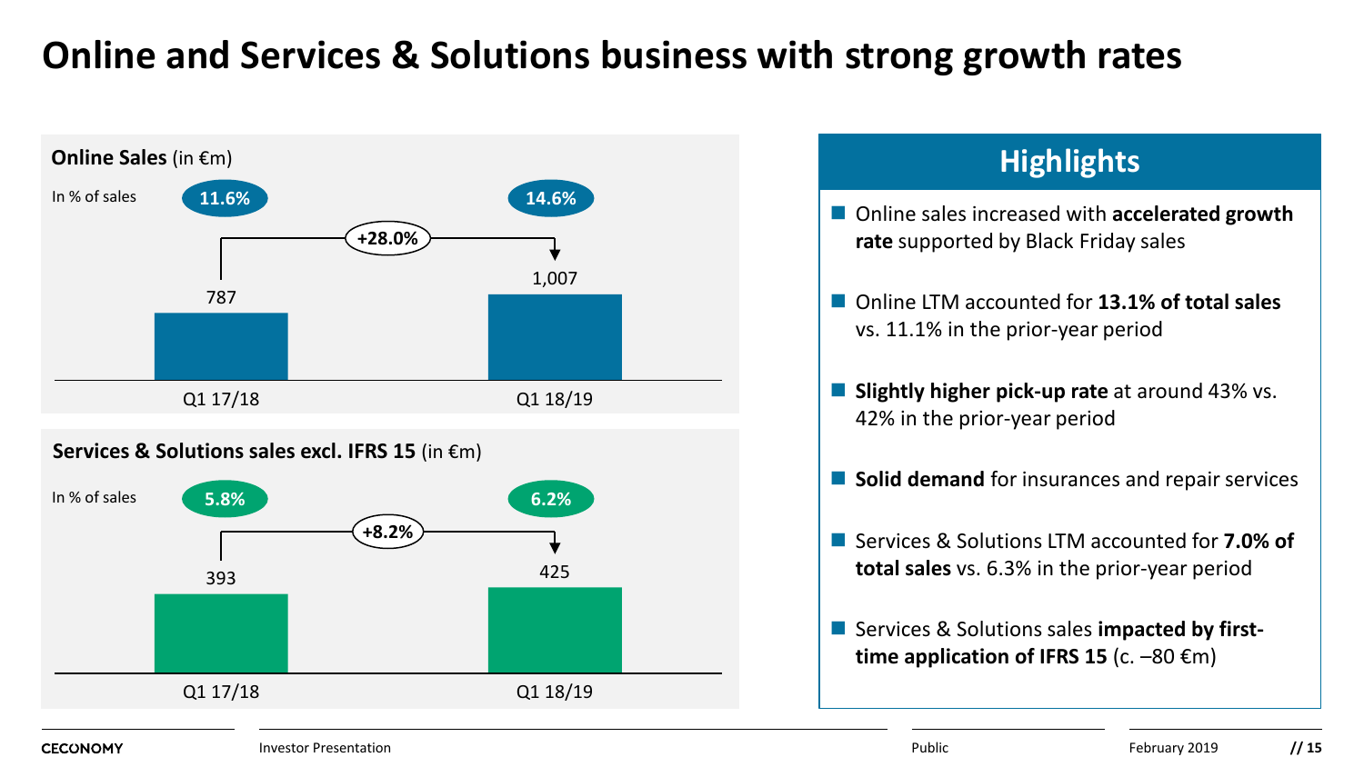# Online and Services & Solutions business with strong growth rates

**Online Sales** (in €m)

| | Q1 17/18 | Q1 18/19 |
|---|---|---|
| In % of sales | 11.6% | 14.6% |
| Online Sales | 787 | 1,007 |

+28.0%

**Services & Solutions sales excl. IFRS 15** (in €m)

| | Q1 17/18 | Q1 18/19 |
|---|---|---|
| In % of sales | 5.8% | 6.2% |
| Services & Solutions sales | 393 | 425 |

+8.2%

## Highlights

- Online sales increased with **accelerated growth rate** supported by Black Friday sales
- Online LTM accounted for **13.1% of total sales** vs. 11.1% in the prior-year period
- **Slightly higher pick-up rate** at around 43% vs. 42% in the prior-year period
- **Solid demand** for insurances and repair services
- Services & Solutions LTM accounted for **7.0% of total sales** vs. 6.3% in the prior-year period
- Services & Solutions sales **impacted by first-time application of IFRS 15** (c. –80 €m)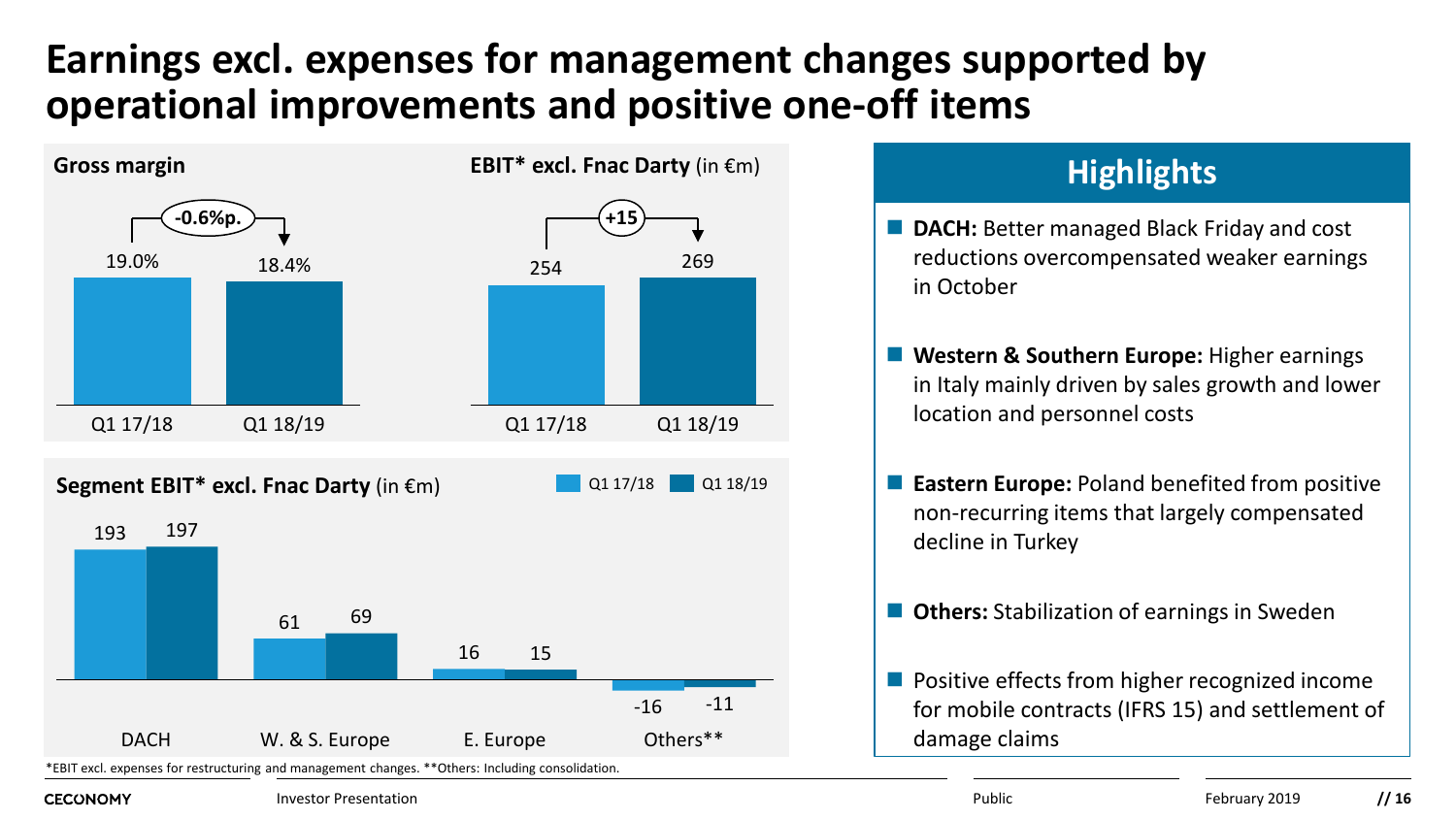# Earnings excl. expenses for management changes supported by operational improvements and positive one-off items

**Gross margin**

| | Q1 17/18 | Q1 18/19 |
|---|---|---|
| Gross margin | 19.0% | 18.4% |

Change: -0.6%p.

**EBIT* excl. Fnac Darty** (in €m)

| | Q1 17/18 | Q1 18/19 |
|---|---|---|
| EBIT* excl. Fnac Darty | 254 | 269 |

Change: +15

**Segment EBIT* excl. Fnac Darty** (in €m)

| | Q1 17/18 | Q1 18/19 |
|---|---|---|
| DACH | 193 | 197 |
| W. & S. Europe | 61 | 69 |
| E. Europe | 16 | 15 |
| Others** | -16 | -11 |

*EBIT excl. expenses for restructuring and management changes. **Others: Including consolidation.

## Highlights

- **DACH:** Better managed Black Friday and cost reductions overcompensated weaker earnings in October
- **Western & Southern Europe:** Higher earnings in Italy mainly driven by sales growth and lower location and personnel costs
- **Eastern Europe:** Poland benefited from positive non-recurring items that largely compensated decline in Turkey
- **Others:** Stabilization of earnings in Sweden
- Positive effects from higher recognized income for mobile contracts (IFRS 15) and settlement of damage claims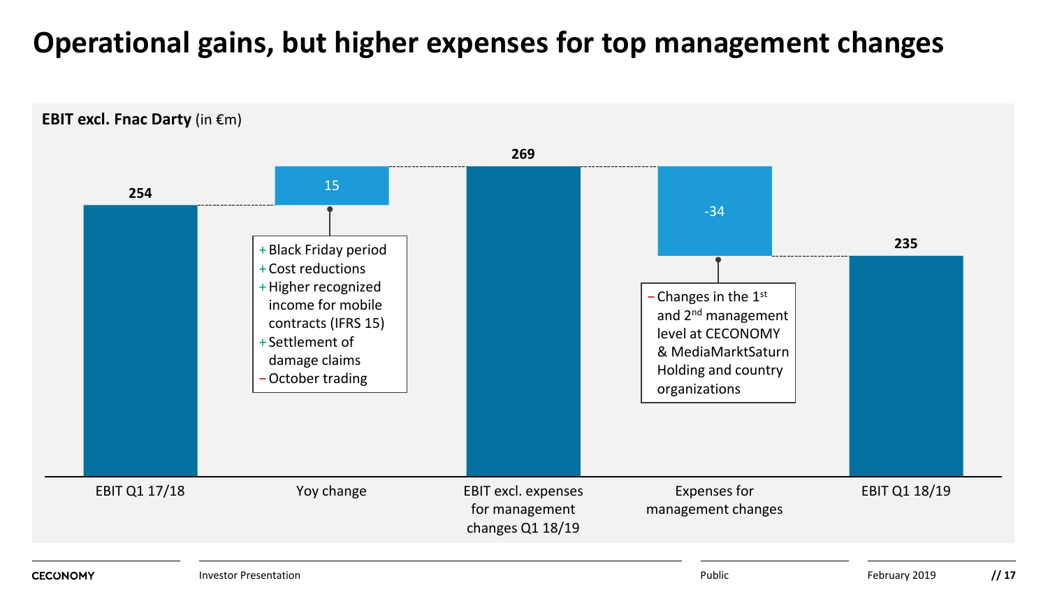# Operational gains, but higher expenses for top management changes

**EBIT excl. Fnac Darty** (in €m)

| | EBIT Q1 17/18 | Yoy change | EBIT excl. expenses for management changes Q1 18/19 | Expenses for management changes | EBIT Q1 18/19 |
|---|---|---|---|---|---|
| Value | 254 | 15 | 269 | -34 | 235 |

Yoy change:

- + Black Friday period
- + Cost reductions
- + Higher recognized income for mobile contracts (IFRS 15)
- + Settlement of damage claims
- – October trading

Expenses for management changes:

- – Changes in the 1st and 2nd management level at CECONOMY & MediaMarktSaturn Holding and country organizations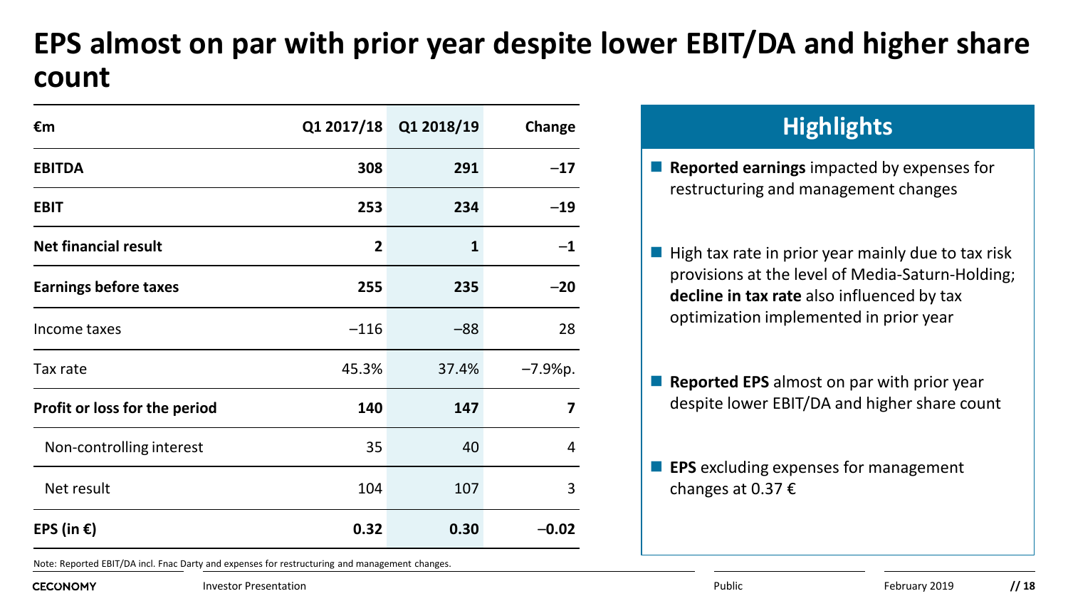# EPS almost on par with prior year despite lower EBIT/DA and higher share count

| €m | Q1 2017/18 | Q1 2018/19 | Change |
|---|---|---|---|
| **EBITDA** | **308** | **291** | **–17** |
| **EBIT** | **253** | **234** | **–19** |
| **Net financial result** | **2** | **1** | **–1** |
| **Earnings before taxes** | **255** | **235** | **–20** |
| Income taxes | –116 | –88 | 28 |
| Tax rate | 45.3% | 37.4% | –7.9%p. |
| **Profit or loss for the period** | **140** | **147** | **7** |
| Non-controlling interest | 35 | 40 | 4 |
| Net result | 104 | 107 | 3 |
| **EPS (in €)** | **0.32** | **0.30** | **–0.02** |

Note: Reported EBIT/DA incl. Fnac Darty and expenses for restructuring and management changes.

## Highlights

- **Reported earnings** impacted by expenses for restructuring and management changes
- High tax rate in prior year mainly due to tax risk provisions at the level of Media-Saturn-Holding; **decline in tax rate** also influenced by tax optimization implemented in prior year
- **Reported EPS** almost on par with prior year despite lower EBIT/DA and higher share count
- **EPS** excluding expenses for management changes at 0.37 €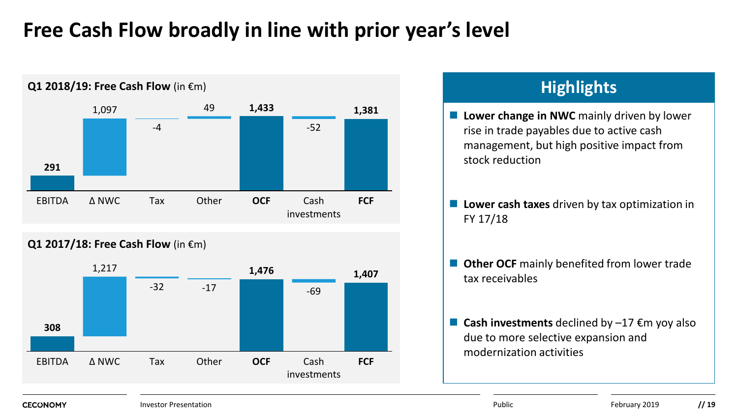# Free Cash Flow broadly in line with prior year's level

**Q1 2018/19: Free Cash Flow** (in €m)

| EBITDA | Δ NWC | Tax | Other | OCF | Cash investments | FCF |
|---|---|---|---|---|---|---|
| 291 | 1,097 | -4 | 49 | 1,433 | -52 | 1,381 |

**Q1 2017/18: Free Cash Flow** (in €m)

| EBITDA | Δ NWC | Tax | Other | OCF | Cash investments | FCF |
|---|---|---|---|---|---|---|
| 308 | 1,217 | -32 | -17 | 1,476 | -69 | 1,407 |

## Highlights

- **Lower change in NWC** mainly driven by lower rise in trade payables due to active cash management, but high positive impact from stock reduction
- **Lower cash taxes** driven by tax optimization in FY 17/18
- **Other OCF** mainly benefited from lower trade tax receivables
- **Cash investments** declined by –17 €m yoy also due to more selective expansion and modernization activities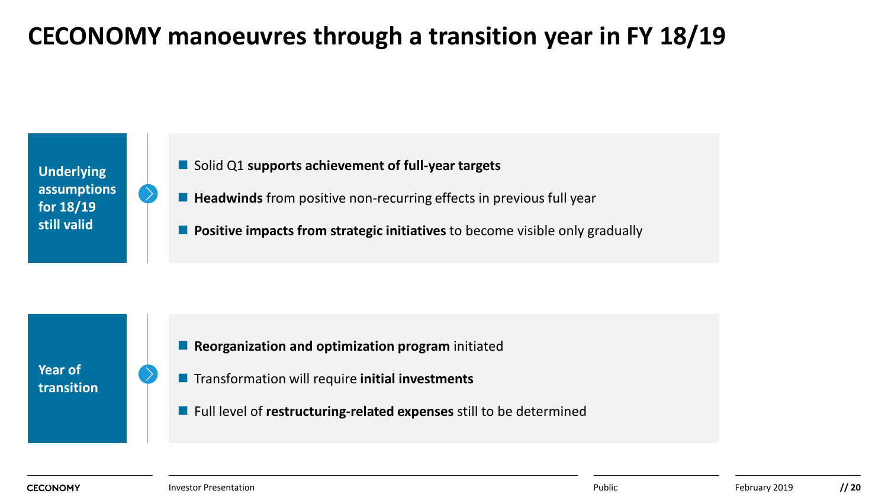# CECONOMY manoeuvres through a transition year in FY 18/19

**Underlying assumptions for 18/19 still valid**

- Solid Q1 **supports achievement of full-year targets**
- **Headwinds** from positive non-recurring effects in previous full year
- **Positive impacts from strategic initiatives** to become visible only gradually

**Year of transition**

- **Reorganization and optimization program** initiated
- Transformation will require **initial investments**
- Full level of **restructuring-related expenses** still to be determined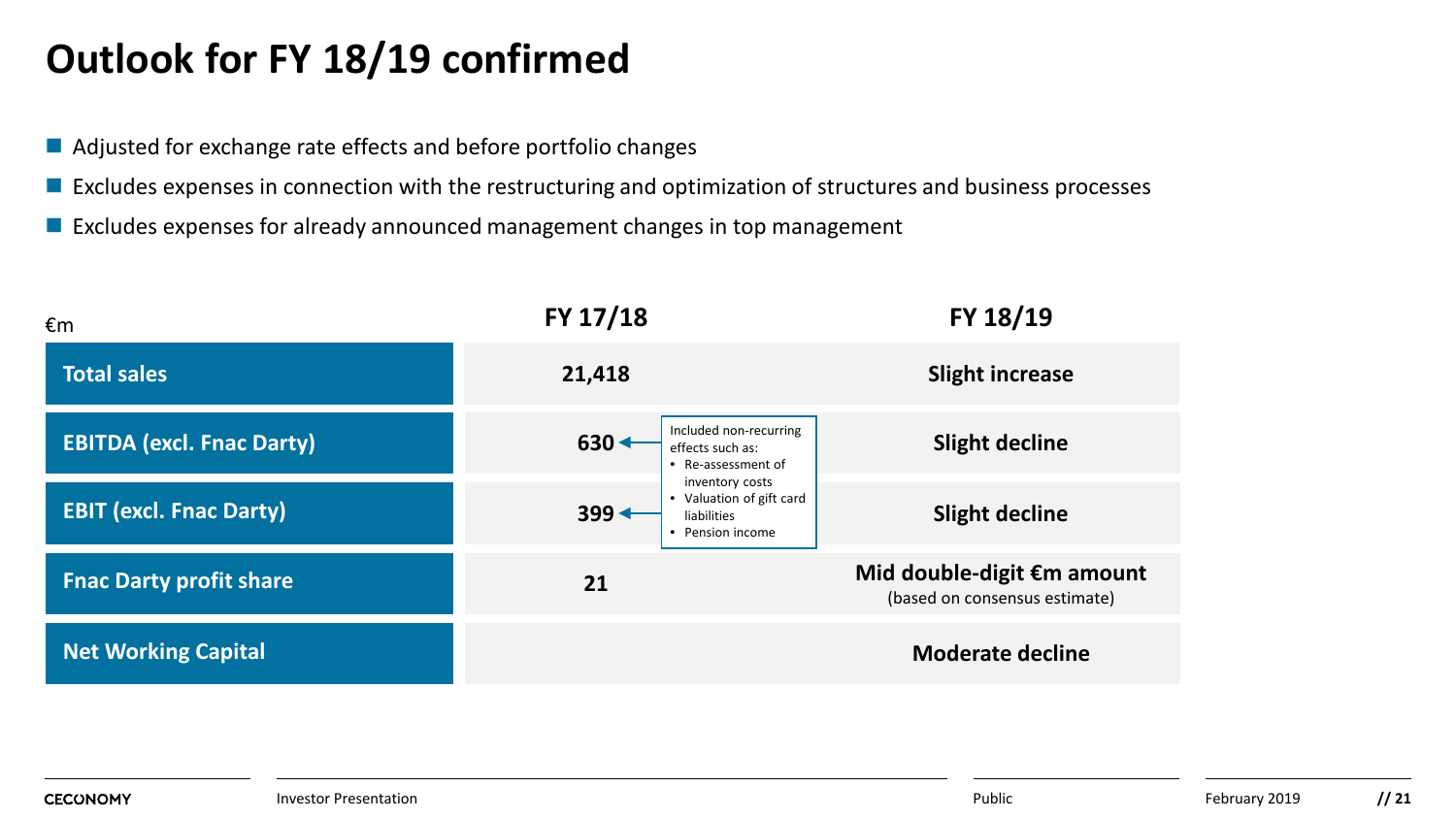# Outlook for FY 18/19 confirmed

- Adjusted for exchange rate effects and before portfolio changes
- Excludes expenses in connection with the restructuring and optimization of structures and business processes
- Excludes expenses for already announced management changes in top management

| €m | FY 17/18 | FY 18/19 |
| --- | --- | --- |
| **Total sales** | **21,418** | **Slight increase** |
| **EBITDA (excl. Fnac Darty)** | **630** | **Slight decline** |
| **EBIT (excl. Fnac Darty)** | **399** | **Slight decline** |
| **Fnac Darty profit share** | **21** | **Mid double-digit €m amount** (based on consensus estimate) |
| **Net Working Capital** | | **Moderate decline** |

Included non-recurring effects such as (FY 17/18 EBITDA and EBIT):
- Re-assessment of inventory costs
- Valuation of gift card liabilities
- Pension income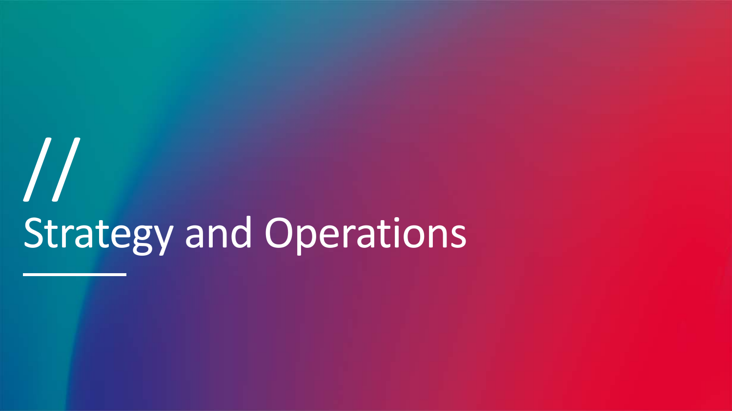//

# Strategy and Operations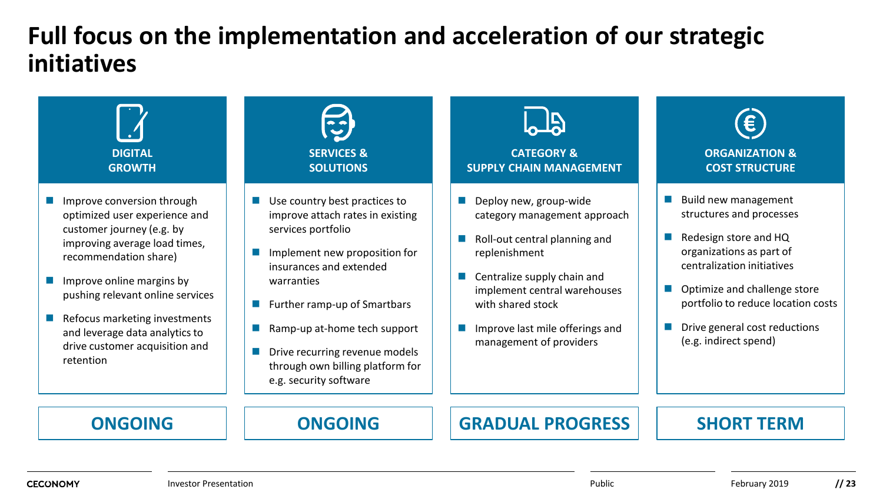# Full focus on the implementation and acceleration of our strategic initiatives

## DIGITAL GROWTH

- Improve conversion through optimized user experience and customer journey (e.g. by improving average load times, recommendation share)
- Improve online margins by pushing relevant online services
- Refocus marketing investments and leverage data analytics to drive customer acquisition and retention

**ONGOING**

## SERVICES & SOLUTIONS

- Use country best practices to improve attach rates in existing services portfolio
- Implement new proposition for insurances and extended warranties
- Further ramp-up of Smartbars
- Ramp-up at-home tech support
- Drive recurring revenue models through own billing platform for e.g. security software

**ONGOING**

## CATEGORY & SUPPLY CHAIN MANAGEMENT

- Deploy new, group-wide category management approach
- Roll-out central planning and replenishment
- Centralize supply chain and implement central warehouses with shared stock
- Improve last mile offerings and management of providers

**GRADUAL PROGRESS**

## ORGANIZATION & COST STRUCTURE

- Build new management structures and processes
- Redesign store and HQ organizations as part of centralization initiatives
- Optimize and challenge store portfolio to reduce location costs
- Drive general cost reductions (e.g. indirect spend)

**SHORT TERM**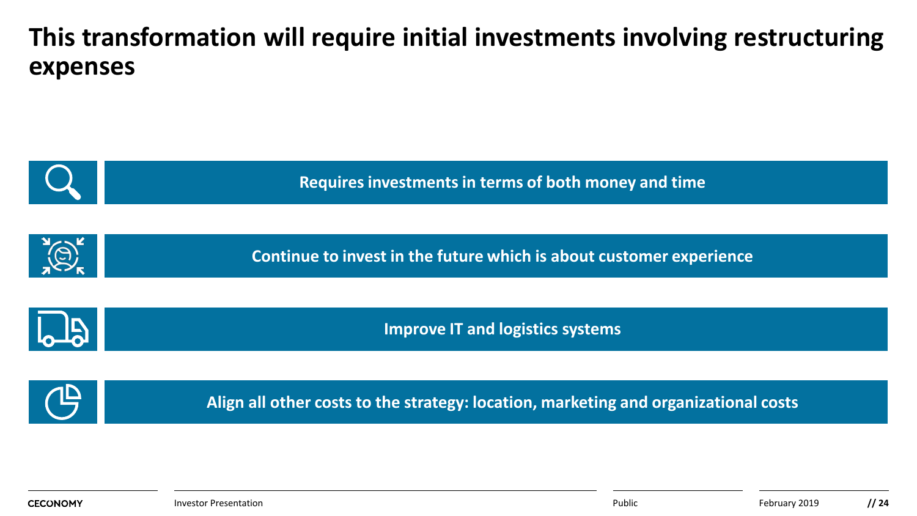# This transformation will require initial investments involving restructuring expenses

- **Requires investments in terms of both money and time**
- **Continue to invest in the future which is about customer experience**
- **Improve IT and logistics systems**
- **Align all other costs to the strategy: location, marketing and organizational costs**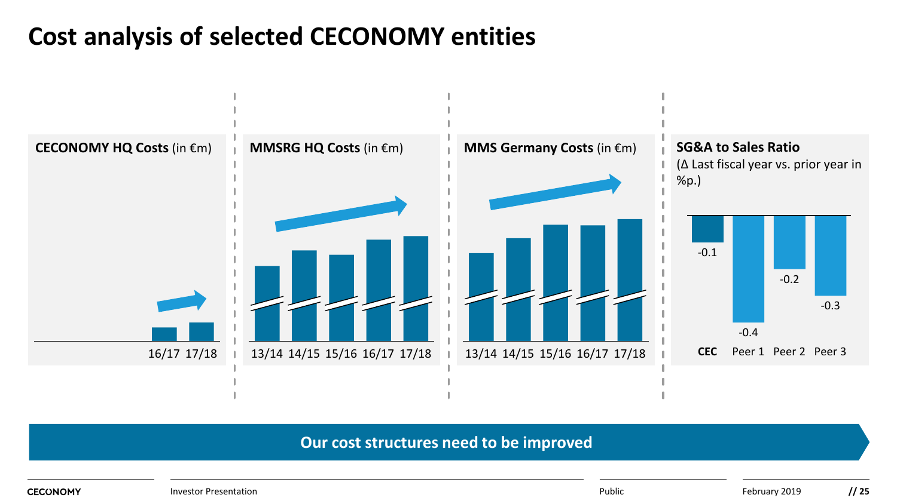# Cost analysis of selected CECONOMY entities

**CECONOMY HQ Costs** (in €m)

16/17 17/18

**MMSRG HQ Costs** (in €m)

13/14 14/15 15/16 16/17 17/18

**MMS Germany Costs** (in €m)

13/14 14/15 15/16 16/17 17/18

**SG&A to Sales Ratio**
(Δ Last fiscal year vs. prior year in %p.)

| | CEC | Peer 1 | Peer 2 | Peer 3 |
|---|---|---|---|---|
| Δ %p. | -0.1 | -0.4 | -0.2 | -0.3 |

**Our cost structures need to be improved**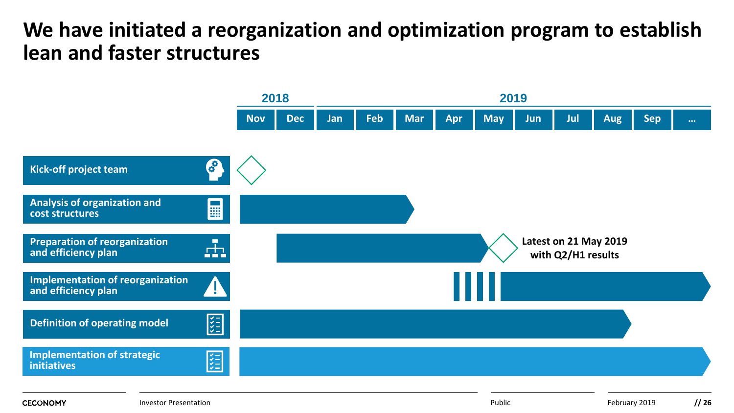# We have initiated a reorganization and optimization program to establish lean and faster structures

| | 2018 | | 2019 | | | | | | | | | |
|---|---|---|---|---|---|---|---|---|---|---|---|---|
| | Nov | Dec | Jan | Feb | Mar | Apr | May | Jun | Jul | Aug | Sep | ... |
| Kick-off project team | ◇ | | | | | | | | | | | |
| Analysis of organization and cost structures | ■ | ■ | ■ | ■ | ■ | | | | | | | |
| Preparation of reorganization and efficiency plan | | ■ | ■ | ■ | ■ | ■ | ◇ Latest on 21 May 2019 with Q2/H1 results | | | | | |
| Implementation of reorganization and efficiency plan | | | | | | ▮▮ | ▮▮ ■ | ■ | ■ | ■ | ■ | ■ |
| Definition of operating model | ■ | ■ | ■ | ■ | ■ | ■ | ■ | ■ | ■ | ■ | | |
| Implementation of strategic initiatives | ■ | ■ | ■ | ■ | ■ | ■ | ■ | ■ | ■ | ■ | ■ | ■ |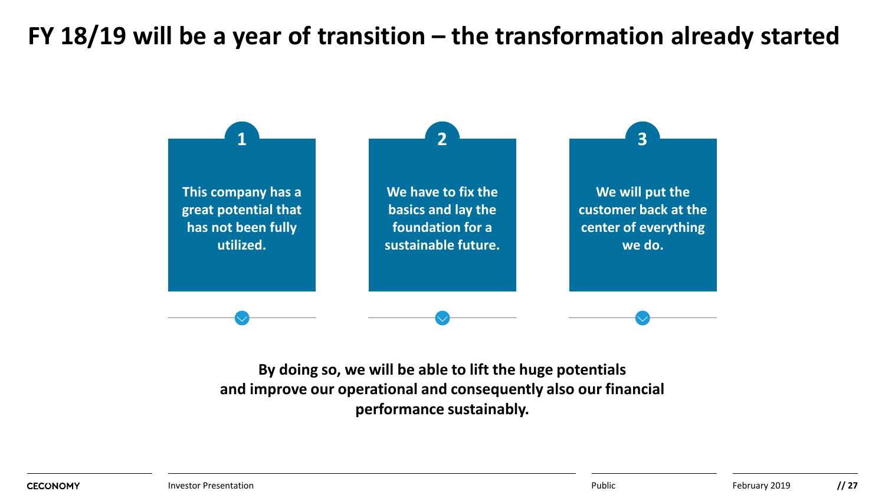# FY 18/19 will be a year of transition – the transformation already started

**1**

**This company has a great potential that has not been fully utilized.**

**2**

**We have to fix the basics and lay the foundation for a sustainable future.**

**3**

**We will put the customer back at the center of everything we do.**

**By doing so, we will be able to lift the huge potentials and improve our operational and consequently also our financial performance sustainably.**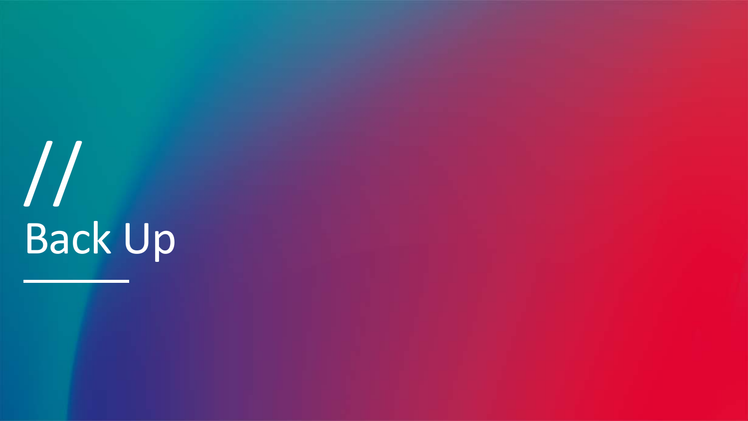# //
# Back Up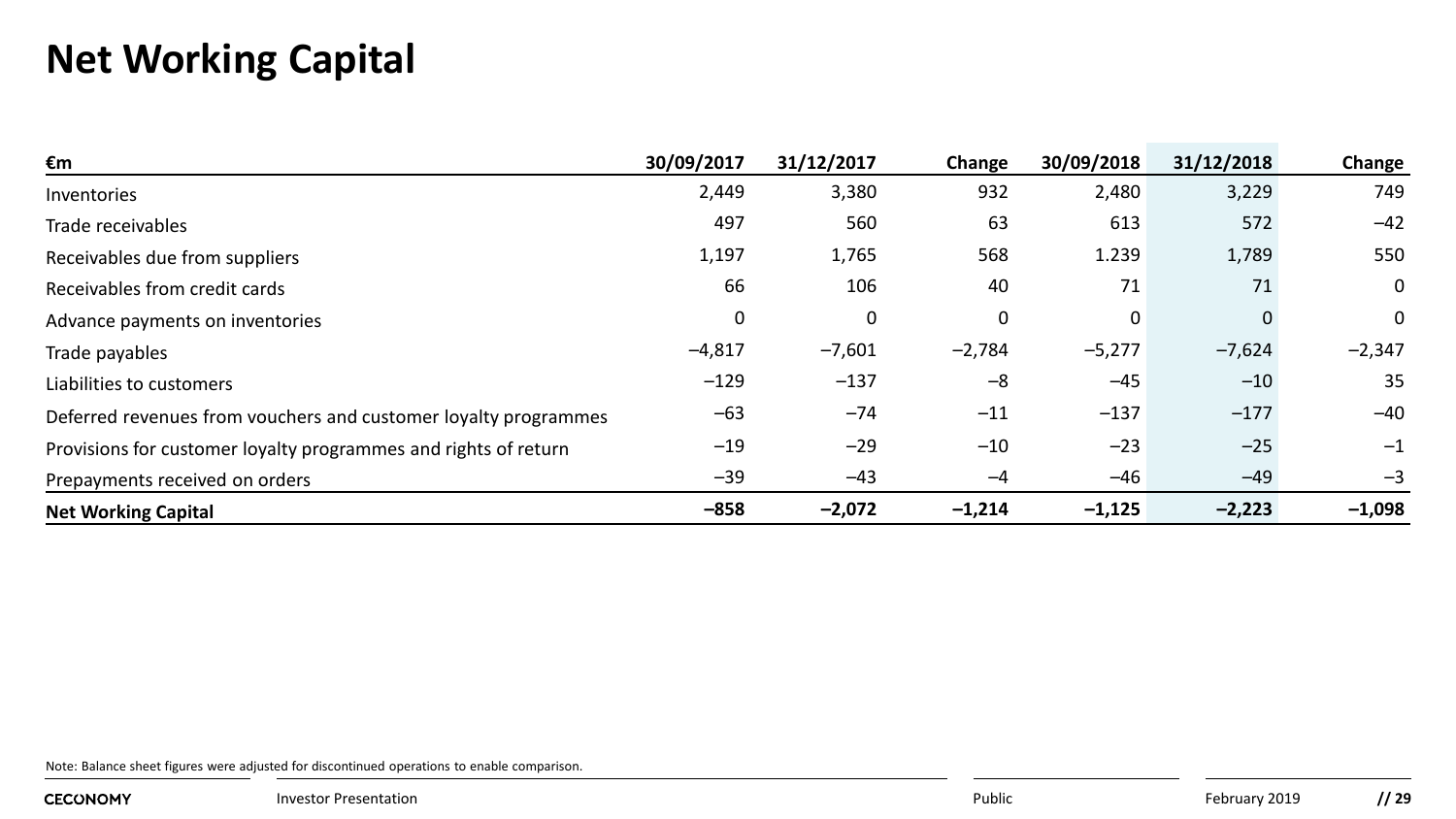# Net Working Capital

| €m | 30/09/2017 | 31/12/2017 | Change | 30/09/2018 | 31/12/2018 | Change |
|---|---|---|---|---|---|---|
| Inventories | 2,449 | 3,380 | 932 | 2,480 | 3,229 | 749 |
| Trade receivables | 497 | 560 | 63 | 613 | 572 | –42 |
| Receivables due from suppliers | 1,197 | 1,765 | 568 | 1.239 | 1,789 | 550 |
| Receivables from credit cards | 66 | 106 | 40 | 71 | 71 | 0 |
| Advance payments on inventories | 0 | 0 | 0 | 0 | 0 | 0 |
| Trade payables | –4,817 | –7,601 | –2,784 | –5,277 | –7,624 | –2,347 |
| Liabilities to customers | –129 | –137 | –8 | –45 | –10 | 35 |
| Deferred revenues from vouchers and customer loyalty programmes | –63 | –74 | –11 | –137 | –177 | –40 |
| Provisions for customer loyalty programmes and rights of return | –19 | –29 | –10 | –23 | –25 | –1 |
| Prepayments received on orders | –39 | –43 | –4 | –46 | –49 | –3 |
| **Net Working Capital** | **–858** | **–2,072** | **–1,214** | **–1,125** | **–2,223** | **–1,098** |

Note: Balance sheet figures were adjusted for discontinued operations to enable comparison.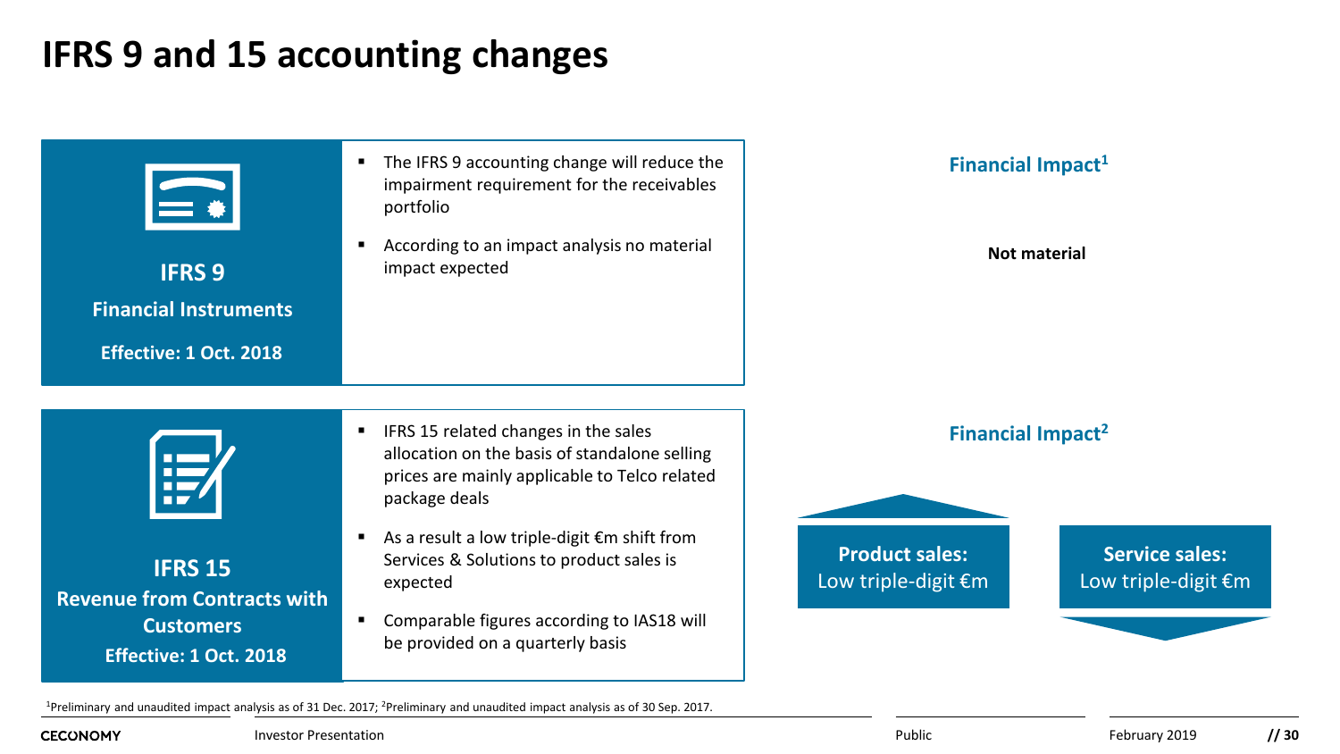# IFRS 9 and 15 accounting changes

## IFRS 9

**Financial Instruments**

**Effective: 1 Oct. 2018**

- The IFRS 9 accounting change will reduce the impairment requirement for the receivables portfolio
- According to an impact analysis no material impact expected

**Financial Impact[1]**

**Not material**

## IFRS 15

**Revenue from Contracts with Customers**

**Effective: 1 Oct. 2018**

- IFRS 15 related changes in the sales allocation on the basis of standalone selling prices are mainly applicable to Telco related package deals
- As a result a low triple-digit €m shift from Services & Solutions to product sales is expected
- Comparable figures according to IAS18 will be provided on a quarterly basis

**Financial Impact[2]**

**Product sales:** Low triple-digit €m (increase)

**Service sales:** Low triple-digit €m (decrease)

[1]Preliminary and unaudited impact analysis as of 31 Dec. 2017; [2]Preliminary and unaudited impact analysis as of 30 Sep. 2017.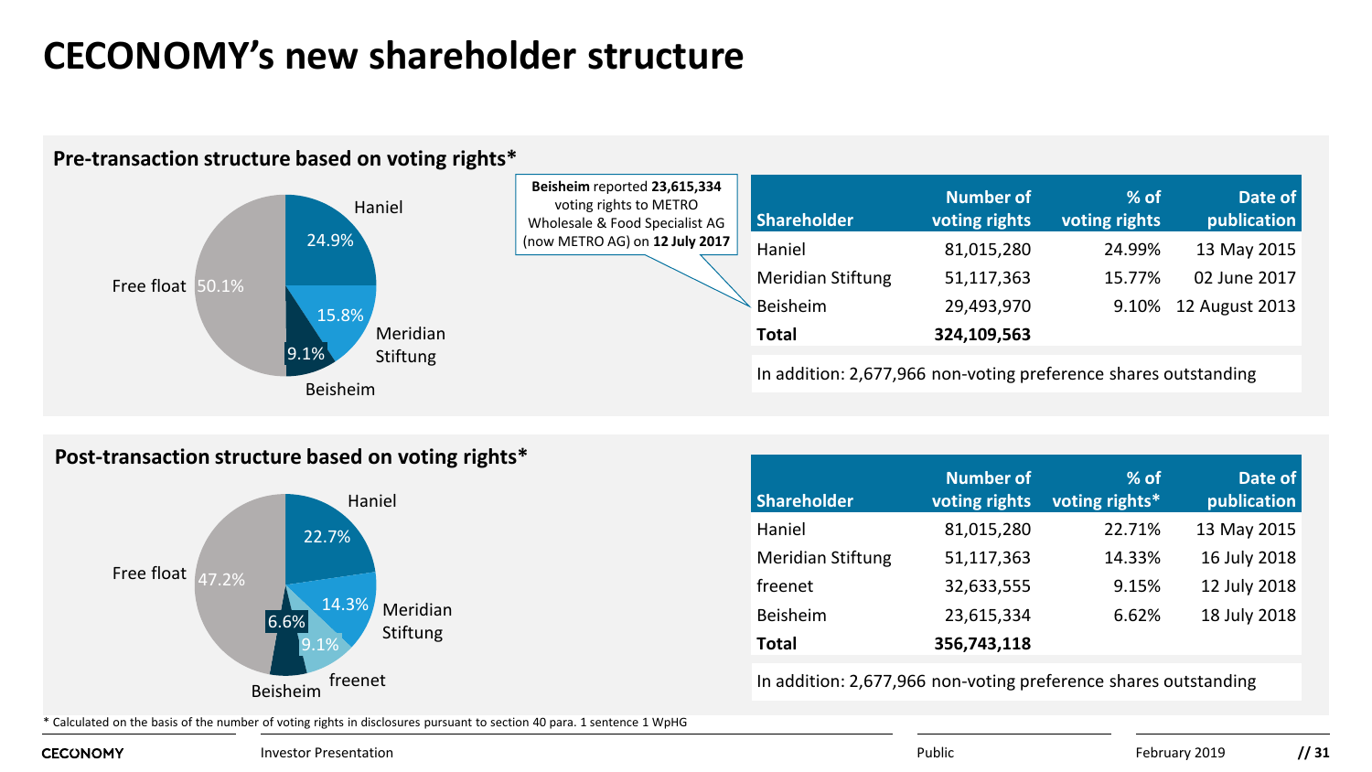# CECONOMY's new shareholder structure

## Pre-transaction structure based on voting rights*

Haniel 24.9%, Meridian Stiftung 15.8%, Beisheim 9.1%, Free float 50.1%

**Beisheim** reported **23,615,334** voting rights to METRO Wholesale & Food Specialist AG (now METRO AG) on **12 July 2017**

| Shareholder | Number of voting rights | % of voting rights | Date of publication |
|---|---|---|---|
| Haniel | 81,015,280 | 24.99% | 13 May 2015 |
| Meridian Stiftung | 51,117,363 | 15.77% | 02 June 2017 |
| Beisheim | 29,493,970 | 9.10% | 12 August 2013 |
| **Total** | **324,109,563** | | |

In addition: 2,677,966 non-voting preference shares outstanding

## Post-transaction structure based on voting rights*

Haniel 22.7%, Meridian Stiftung 14.3%, freenet 9.1%, Beisheim 6.6%, Free float 47.2%

| Shareholder | Number of voting rights | % of voting rights* | Date of publication |
|---|---|---|---|
| Haniel | 81,015,280 | 22.71% | 13 May 2015 |
| Meridian Stiftung | 51,117,363 | 14.33% | 16 July 2018 |
| freenet | 32,633,555 | 9.15% | 12 July 2018 |
| Beisheim | 23,615,334 | 6.62% | 18 July 2018 |
| **Total** | **356,743,118** | | |

In addition: 2,677,966 non-voting preference shares outstanding

* Calculated on the basis of the number of voting rights in disclosures pursuant to section 40 para. 1 sentence 1 WpHG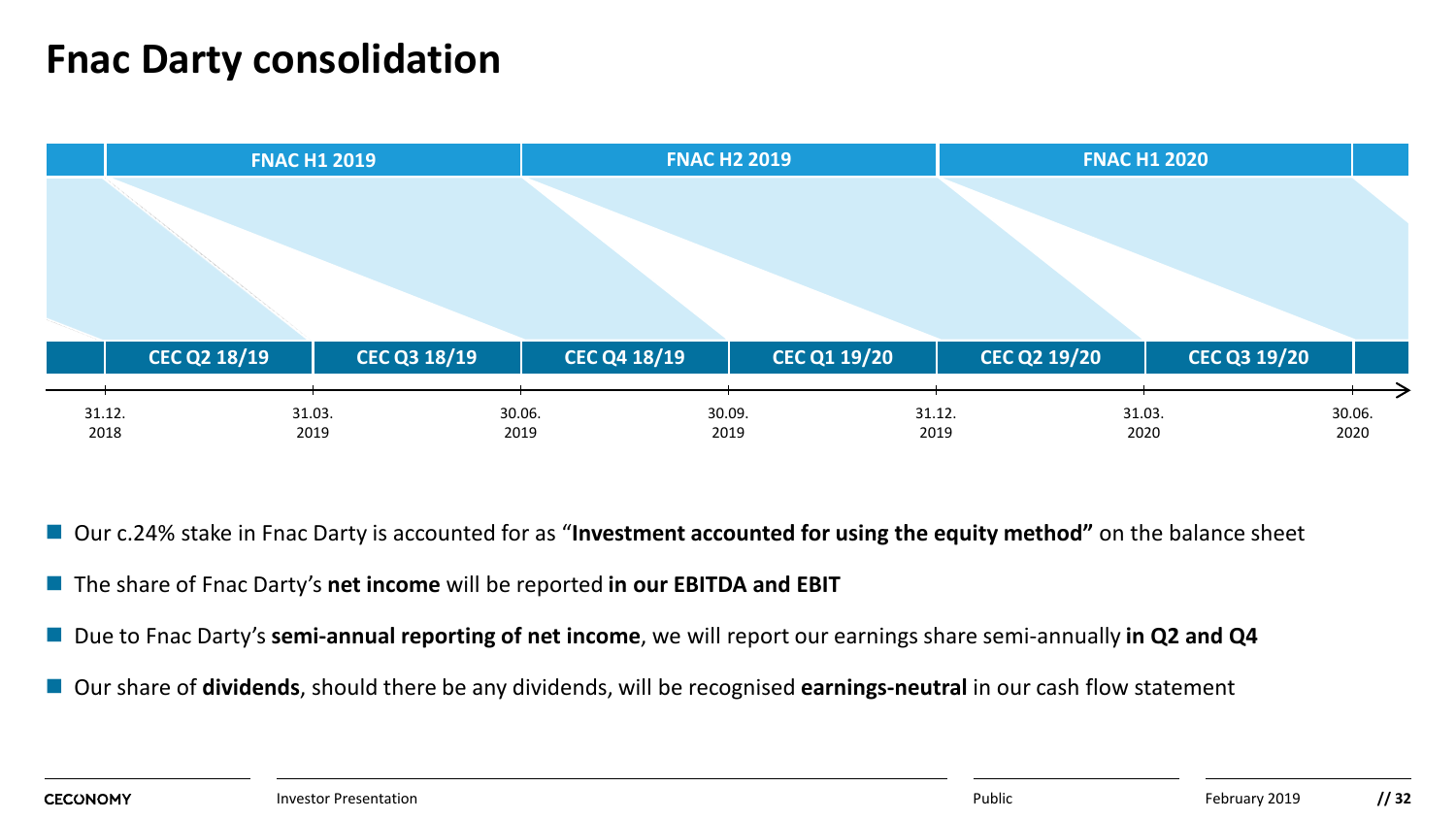# Fnac Darty consolidation

| | FNAC H1 2019 | | FNAC H2 2019 | | FNAC H1 2020 | |
|---|---|---|---|---|---|---|
| | CEC Q2 18/19 | CEC Q3 18/19 | CEC Q4 18/19 | CEC Q1 19/20 | CEC Q2 19/20 | CEC Q3 19/20 |

31.12. 2018 | 31.03. 2019 | 30.06. 2019 | 30.09. 2019 | 31.12. 2019 | 31.03. 2020 | 30.06. 2020

- Our c.24% stake in Fnac Darty is accounted for as "**Investment accounted for using the equity method"** on the balance sheet
- The share of Fnac Darty's **net income** will be reported **in our EBITDA and EBIT**
- Due to Fnac Darty's **semi-annual reporting of net income**, we will report our earnings share semi-annually **in Q2 and Q4**
- Our share of **dividends**, should there be any dividends, will be recognised **earnings-neutral** in our cash flow statement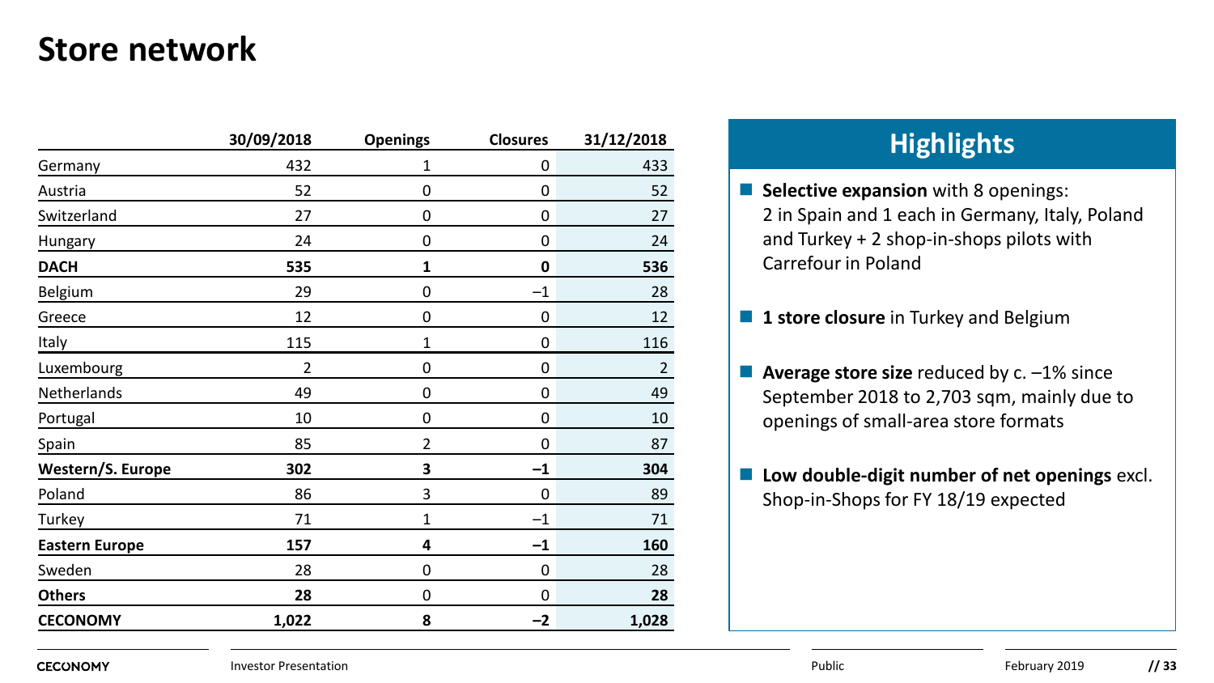# Store network

| | 30/09/2018 | Openings | Closures | 31/12/2018 |
|---|---|---|---|---|
| Germany | 432 | 1 | 0 | 433 |
| Austria | 52 | 0 | 0 | 52 |
| Switzerland | 27 | 0 | 0 | 27 |
| Hungary | 24 | 0 | 0 | 24 |
| **DACH** | **535** | **1** | **0** | **536** |
| Belgium | 29 | 0 | –1 | 28 |
| Greece | 12 | 0 | 0 | 12 |
| Italy | 115 | 1 | 0 | 116 |
| Luxembourg | 2 | 0 | 0 | 2 |
| Netherlands | 49 | 0 | 0 | 49 |
| Portugal | 10 | 0 | 0 | 10 |
| Spain | 85 | 2 | 0 | 87 |
| **Western/S. Europe** | **302** | **3** | **–1** | **304** |
| Poland | 86 | 3 | 0 | 89 |
| Turkey | 71 | 1 | –1 | 71 |
| **Eastern Europe** | **157** | **4** | **–1** | **160** |
| Sweden | 28 | 0 | 0 | 28 |
| **Others** | **28** | 0 | 0 | **28** |
| **CECONOMY** | **1,022** | **8** | **–2** | **1,028** |

## Highlights

- **Selective expansion** with 8 openings: 2 in Spain and 1 each in Germany, Italy, Poland and Turkey + 2 shop-in-shops pilots with Carrefour in Poland
- **1 store closure** in Turkey and Belgium
- **Average store size** reduced by c. –1% since September 2018 to 2,703 sqm, mainly due to openings of small-area store formats
- **Low double-digit number of net openings** excl. Shop-in-Shops for FY 18/19 expected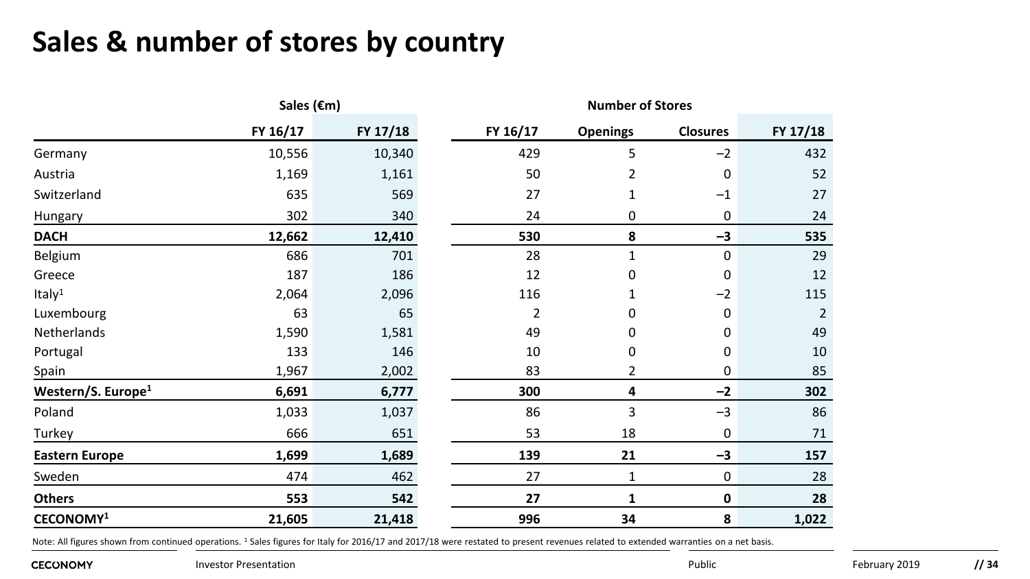# Sales & number of stores by country

| | Sales (€m) | | Number of Stores | | | |
|---|---|---|---|---|---|---|
| | FY 16/17 | FY 17/18 | FY 16/17 | Openings | Closures | FY 17/18 |
| Germany | 10,556 | 10,340 | 429 | 5 | −2 | 432 |
| Austria | 1,169 | 1,161 | 50 | 2 | 0 | 52 |
| Switzerland | 635 | 569 | 27 | 1 | −1 | 27 |
| Hungary | 302 | 340 | 24 | 0 | 0 | 24 |
| **DACH** | **12,662** | **12,410** | **530** | **8** | **−3** | **535** |
| Belgium | 686 | 701 | 28 | 1 | 0 | 29 |
| Greece | 187 | 186 | 12 | 0 | 0 | 12 |
| Italy[1] | 2,064 | 2,096 | 116 | 1 | −2 | 115 |
| Luxembourg | 63 | 65 | 2 | 0 | 0 | 2 |
| Netherlands | 1,590 | 1,581 | 49 | 0 | 0 | 49 |
| Portugal | 133 | 146 | 10 | 0 | 0 | 10 |
| Spain | 1,967 | 2,002 | 83 | 2 | 0 | 85 |
| **Western/S. Europe[1]** | **6,691** | **6,777** | **300** | **4** | **−2** | **302** |
| Poland | 1,033 | 1,037 | 86 | 3 | −3 | 86 |
| Turkey | 666 | 651 | 53 | 18 | 0 | 71 |
| **Eastern Europe** | **1,699** | **1,689** | **139** | **21** | **−3** | **157** |
| Sweden | 474 | 462 | 27 | 1 | 0 | 28 |
| **Others** | **553** | **542** | **27** | **1** | **0** | **28** |
| **CECONOMY[1]** | **21,605** | **21,418** | **996** | **34** | **8** | **1,022** |

Note: All figures shown from continued operations. [1] Sales figures for Italy for 2016/17 and 2017/18 were restated to present revenues related to extended warranties on a net basis.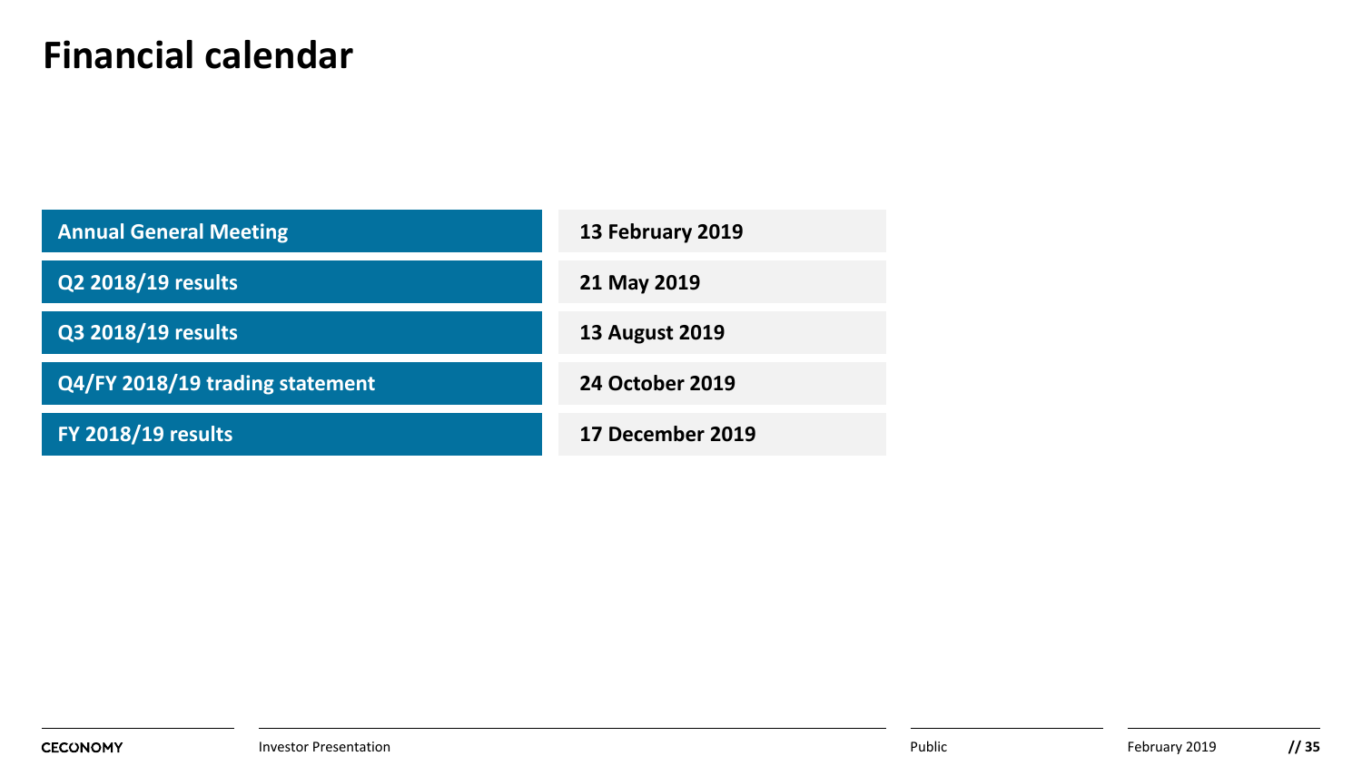# Financial calendar

| Event | Date |
|---|---|
| **Annual General Meeting** | **13 February 2019** |
| **Q2 2018/19 results** | **21 May 2019** |
| **Q3 2018/19 results** | **13 August 2019** |
| **Q4/FY 2018/19 trading statement** | **24 October 2019** |
| **FY 2018/19 results** | **17 December 2019** |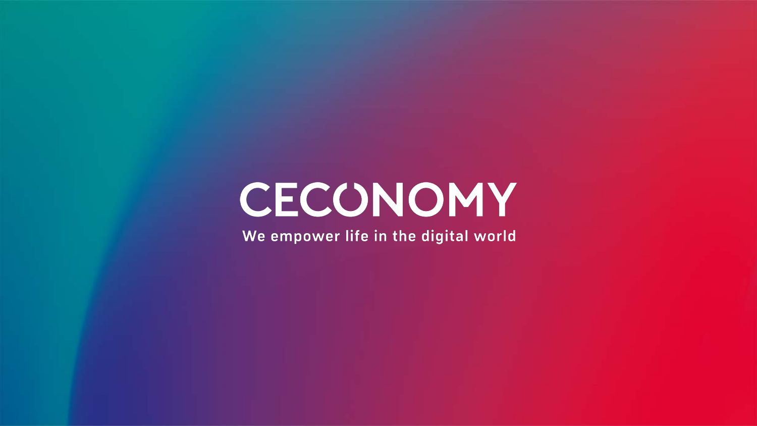# CECONOMY

We empower life in the digital world